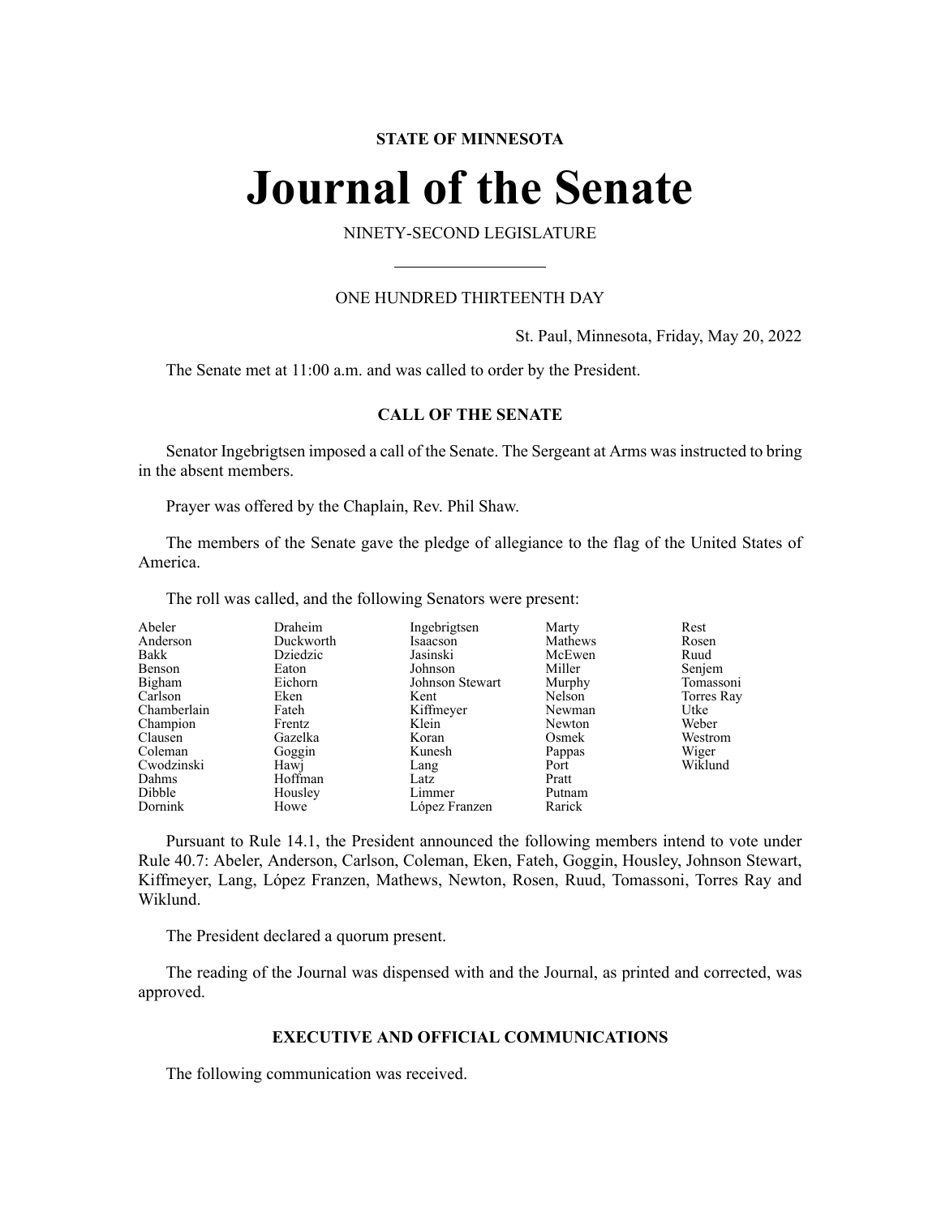STATE OF MINNESOTA

# Journal of the Senate

NINETY-SECOND LEGISLATURE

ONE HUNDRED THIRTEENTH DAY

St. Paul, Minnesota, Friday, May 20, 2022

The Senate met at 11:00 a.m. and was called to order by the President.

## CALL OF THE SENATE

Senator Ingebrigtsen imposed a call of the Senate. The Sergeant at Arms was instructed to bring in the absent members.

Prayer was offered by the Chaplain, Rev. Phil Shaw.

The members of the Senate gave the pledge of allegiance to the flag of the United States of America.

The roll was called, and the following Senators were present:

| | | | | |
|---|---|---|---|---|
| Abeler | Draheim | Ingebrigtsen | Marty | Rest |
| Anderson | Duckworth | Isaacson | Mathews | Rosen |
| Bakk | Dziedzic | Jasinski | McEwen | Ruud |
| Benson | Eaton | Johnson | Miller | Senjem |
| Bigham | Eichorn | Johnson Stewart | Murphy | Tomassoni |
| Carlson | Eken | Kent | Nelson | Torres Ray |
| Chamberlain | Fateh | Kiffmeyer | Newman | Utke |
| Champion | Frentz | Klein | Newton | Weber |
| Clausen | Gazelka | Koran | Osmek | Westrom |
| Coleman | Goggin | Kunesh | Pappas | Wiger |
| Cwodzinski | Hawj | Lang | Port | Wiklund |
| Dahms | Hoffman | Latz | Pratt | |
| Dibble | Housley | Limmer | Putnam | |
| Dornink | Howe | López Franzen | Rarick | |

Pursuant to Rule 14.1, the President announced the following members intend to vote under Rule 40.7: Abeler, Anderson, Carlson, Coleman, Eken, Fateh, Goggin, Housley, Johnson Stewart, Kiffmeyer, Lang, López Franzen, Mathews, Newton, Rosen, Ruud, Tomassoni, Torres Ray and Wiklund.

The President declared a quorum present.

The reading of the Journal was dispensed with and the Journal, as printed and corrected, was approved.

## EXECUTIVE AND OFFICIAL COMMUNICATIONS

The following communication was received.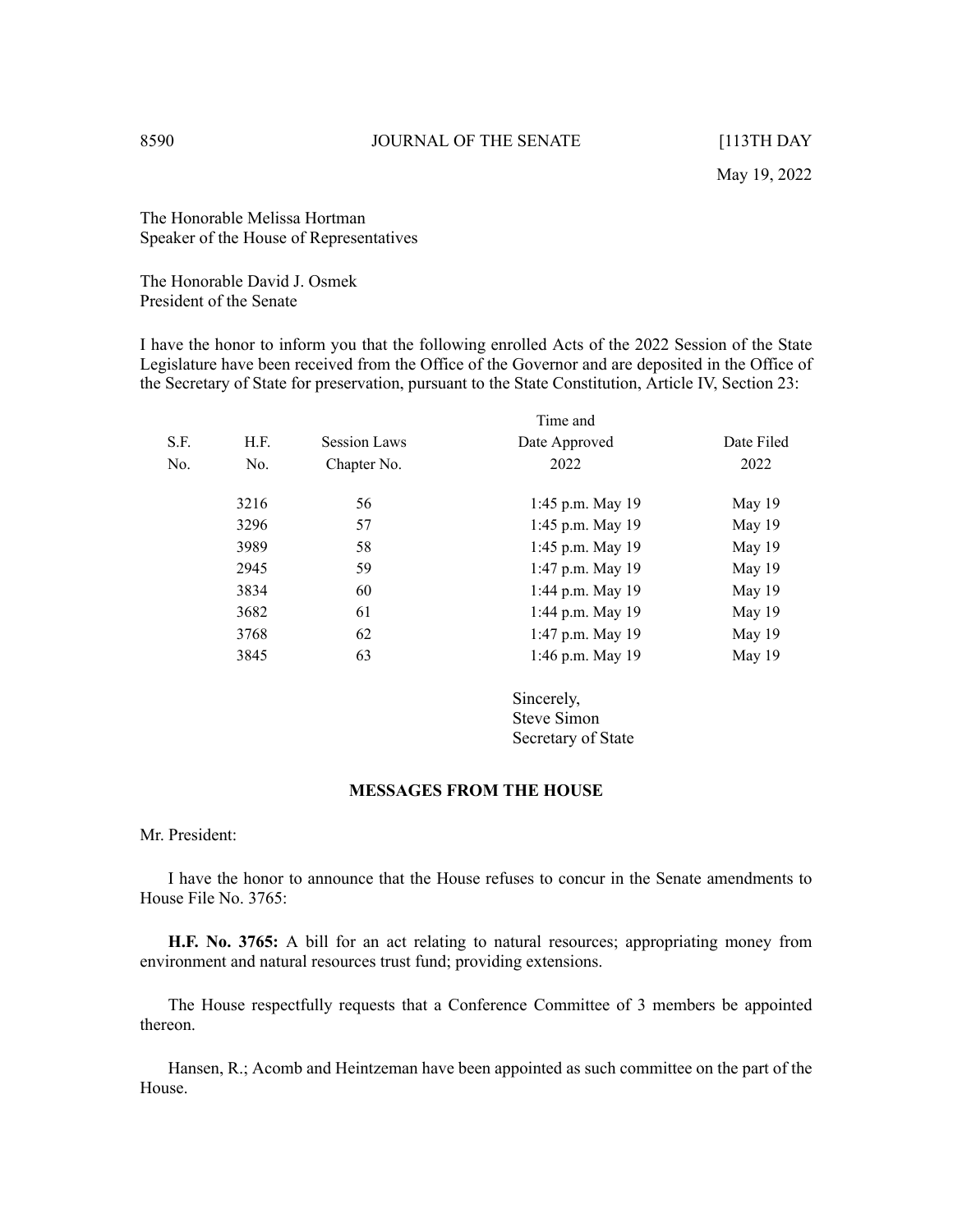May 19, 2022

The Honorable Melissa Hortman
Speaker of the House of Representatives

The Honorable David J. Osmek
President of the Senate

I have the honor to inform you that the following enrolled Acts of the 2022 Session of the State Legislature have been received from the Office of the Governor and are deposited in the Office of the Secretary of State for preservation, pursuant to the State Constitution, Article IV, Section 23:

| S.F. No. | H.F. No. | Session Laws Chapter No. | Time and Date Approved 2022 | Date Filed 2022 |
|---|---|---|---|---|
| | 3216 | 56 | 1:45 p.m. May 19 | May 19 |
| | 3296 | 57 | 1:45 p.m. May 19 | May 19 |
| | 3989 | 58 | 1:45 p.m. May 19 | May 19 |
| | 2945 | 59 | 1:47 p.m. May 19 | May 19 |
| | 3834 | 60 | 1:44 p.m. May 19 | May 19 |
| | 3682 | 61 | 1:44 p.m. May 19 | May 19 |
| | 3768 | 62 | 1:47 p.m. May 19 | May 19 |
| | 3845 | 63 | 1:46 p.m. May 19 | May 19 |

Sincerely,
Steve Simon
Secretary of State

## MESSAGES FROM THE HOUSE

Mr. President:

I have the honor to announce that the House refuses to concur in the Senate amendments to House File No. 3765:

**H.F. No. 3765:** A bill for an act relating to natural resources; appropriating money from environment and natural resources trust fund; providing extensions.

The House respectfully requests that a Conference Committee of 3 members be appointed thereon.

Hansen, R.; Acomb and Heintzeman have been appointed as such committee on the part of the House.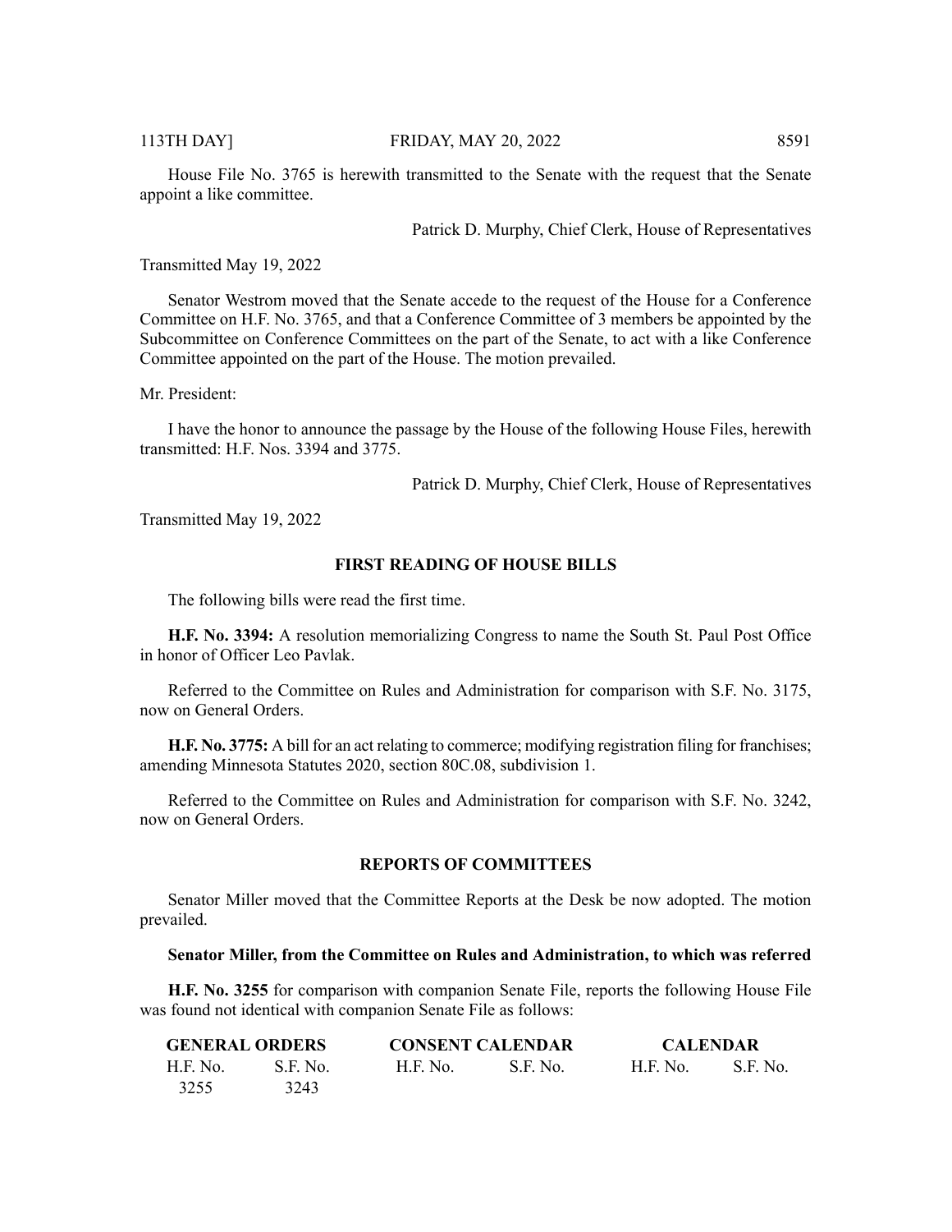House File No. 3765 is herewith transmitted to the Senate with the request that the Senate appoint a like committee.

Patrick D. Murphy, Chief Clerk, House of Representatives

Transmitted May 19, 2022

Senator Westrom moved that the Senate accede to the request of the House for a Conference Committee on H.F. No. 3765, and that a Conference Committee of 3 members be appointed by the Subcommittee on Conference Committees on the part of the Senate, to act with a like Conference Committee appointed on the part of the House. The motion prevailed.

Mr. President:

I have the honor to announce the passage by the House of the following House Files, herewith transmitted: H.F. Nos. 3394 and 3775.

Patrick D. Murphy, Chief Clerk, House of Representatives

Transmitted May 19, 2022

## FIRST READING OF HOUSE BILLS

The following bills were read the first time.

**H.F. No. 3394:** A resolution memorializing Congress to name the South St. Paul Post Office in honor of Officer Leo Pavlak.

Referred to the Committee on Rules and Administration for comparison with S.F. No. 3175, now on General Orders.

**H.F. No. 3775:** A bill for an act relating to commerce; modifying registration filing for franchises; amending Minnesota Statutes 2020, section 80C.08, subdivision 1.

Referred to the Committee on Rules and Administration for comparison with S.F. No. 3242, now on General Orders.

## REPORTS OF COMMITTEES

Senator Miller moved that the Committee Reports at the Desk be now adopted. The motion prevailed.

**Senator Miller, from the Committee on Rules and Administration, to which was referred**

**H.F. No. 3255** for comparison with companion Senate File, reports the following House File was found not identical with companion Senate File as follows:

| GENERAL ORDERS | | CONSENT CALENDAR | | CALENDAR | |
|---|---|---|---|---|---|
| H.F. No. | S.F. No. | H.F. No. | S.F. No. | H.F. No. | S.F. No. |
| 3255 | 3243 | | | | |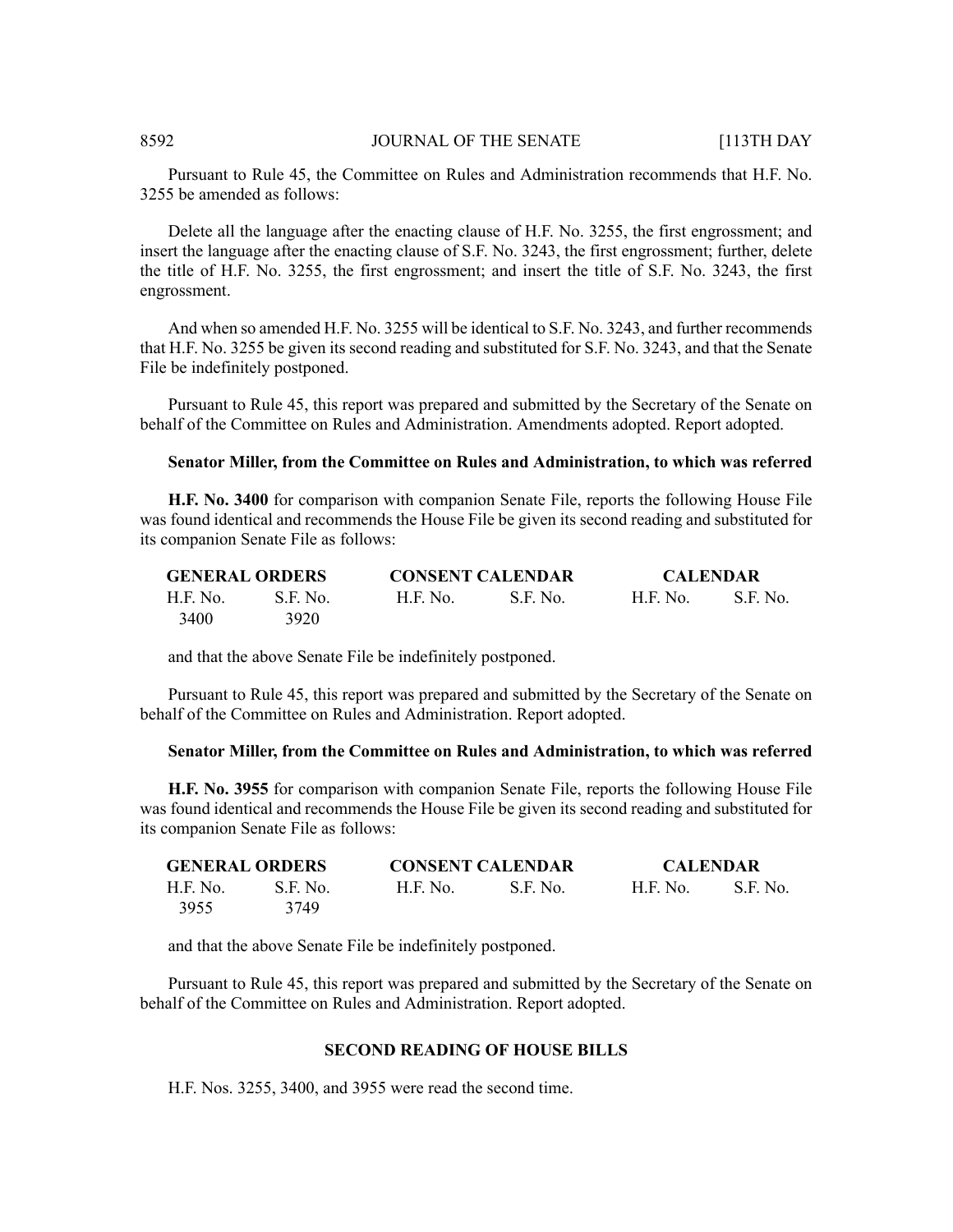Pursuant to Rule 45, the Committee on Rules and Administration recommends that H.F. No. 3255 be amended as follows:

Delete all the language after the enacting clause of H.F. No. 3255, the first engrossment; and insert the language after the enacting clause of S.F. No. 3243, the first engrossment; further, delete the title of H.F. No. 3255, the first engrossment; and insert the title of S.F. No. 3243, the first engrossment.

And when so amended H.F. No. 3255 will be identical to S.F. No. 3243, and further recommends that H.F. No. 3255 be given its second reading and substituted for S.F. No. 3243, and that the Senate File be indefinitely postponed.

Pursuant to Rule 45, this report was prepared and submitted by the Secretary of the Senate on behalf of the Committee on Rules and Administration. Amendments adopted. Report adopted.

**Senator Miller, from the Committee on Rules and Administration, to which was referred**

**H.F. No. 3400** for comparison with companion Senate File, reports the following House File was found identical and recommends the House File be given its second reading and substituted for its companion Senate File as follows:

| GENERAL ORDERS | | CONSENT CALENDAR | | CALENDAR | |
|---|---|---|---|---|---|
| H.F. No. | S.F. No. | H.F. No. | S.F. No. | H.F. No. | S.F. No. |
| 3400 | 3920 | | | | |

and that the above Senate File be indefinitely postponed.

Pursuant to Rule 45, this report was prepared and submitted by the Secretary of the Senate on behalf of the Committee on Rules and Administration. Report adopted.

**Senator Miller, from the Committee on Rules and Administration, to which was referred**

**H.F. No. 3955** for comparison with companion Senate File, reports the following House File was found identical and recommends the House File be given its second reading and substituted for its companion Senate File as follows:

| GENERAL ORDERS | | CONSENT CALENDAR | | CALENDAR | |
|---|---|---|---|---|---|
| H.F. No. | S.F. No. | H.F. No. | S.F. No. | H.F. No. | S.F. No. |
| 3955 | 3749 | | | | |

and that the above Senate File be indefinitely postponed.

Pursuant to Rule 45, this report was prepared and submitted by the Secretary of the Senate on behalf of the Committee on Rules and Administration. Report adopted.

## SECOND READING OF HOUSE BILLS

H.F. Nos. 3255, 3400, and 3955 were read the second time.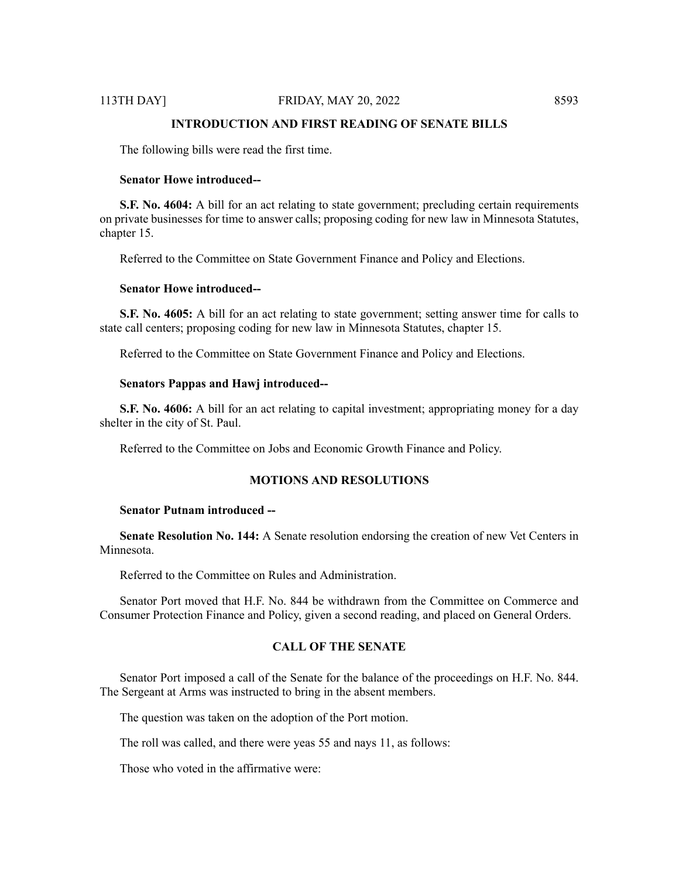## INTRODUCTION AND FIRST READING OF SENATE BILLS

The following bills were read the first time.

**Senator Howe introduced--**

**S.F. No. 4604:** A bill for an act relating to state government; precluding certain requirements on private businesses for time to answer calls; proposing coding for new law in Minnesota Statutes, chapter 15.

Referred to the Committee on State Government Finance and Policy and Elections.

**Senator Howe introduced--**

**S.F. No. 4605:** A bill for an act relating to state government; setting answer time for calls to state call centers; proposing coding for new law in Minnesota Statutes, chapter 15.

Referred to the Committee on State Government Finance and Policy and Elections.

**Senators Pappas and Hawj introduced--**

**S.F. No. 4606:** A bill for an act relating to capital investment; appropriating money for a day shelter in the city of St. Paul.

Referred to the Committee on Jobs and Economic Growth Finance and Policy.

## MOTIONS AND RESOLUTIONS

**Senator Putnam introduced --**

**Senate Resolution No. 144:** A Senate resolution endorsing the creation of new Vet Centers in Minnesota.

Referred to the Committee on Rules and Administration.

Senator Port moved that H.F. No. 844 be withdrawn from the Committee on Commerce and Consumer Protection Finance and Policy, given a second reading, and placed on General Orders.

## CALL OF THE SENATE

Senator Port imposed a call of the Senate for the balance of the proceedings on H.F. No. 844. The Sergeant at Arms was instructed to bring in the absent members.

The question was taken on the adoption of the Port motion.

The roll was called, and there were yeas 55 and nays 11, as follows:

Those who voted in the affirmative were: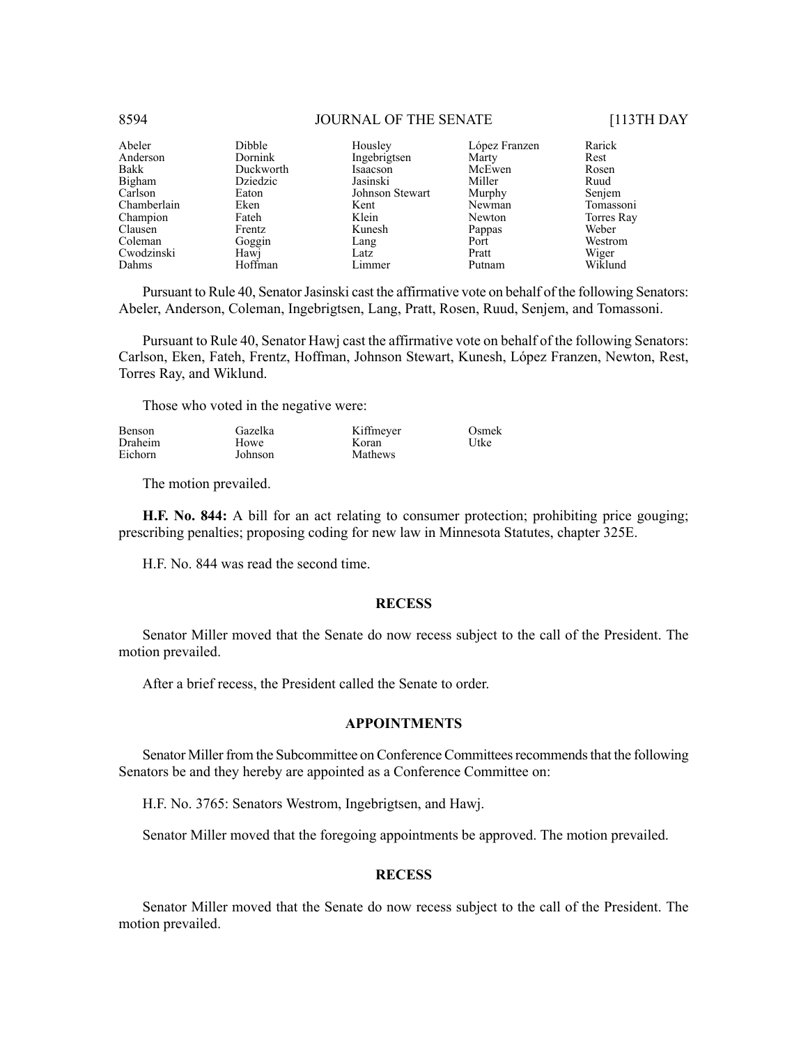| | | | | |
|---|---|---|---|---|
| Abeler | Dibble | Housley | López Franzen | Rarick |
| Anderson | Dornink | Ingebrigtsen | Marty | Rest |
| Bakk | Duckworth | Isaacson | McEwen | Rosen |
| Bigham | Dziedzic | Jasinski | Miller | Ruud |
| Carlson | Eaton | Johnson Stewart | Murphy | Senjem |
| Chamberlain | Eken | Kent | Newman | Tomassoni |
| Champion | Fateh | Klein | Newton | Torres Ray |
| Clausen | Frentz | Kunesh | Pappas | Weber |
| Coleman | Goggin | Lang | Port | Westrom |
| Cwodzinski | Hawj | Latz | Pratt | Wiger |
| Dahms | Hoffman | Limmer | Putnam | Wiklund |

Pursuant to Rule 40, Senator Jasinski cast the affirmative vote on behalf of the following Senators: Abeler, Anderson, Coleman, Ingebrigtsen, Lang, Pratt, Rosen, Ruud, Senjem, and Tomassoni.

Pursuant to Rule 40, Senator Hawj cast the affirmative vote on behalf of the following Senators: Carlson, Eken, Fateh, Frentz, Hoffman, Johnson Stewart, Kunesh, López Franzen, Newton, Rest, Torres Ray, and Wiklund.

Those who voted in the negative were:

| | | | |
|---|---|---|---|
| Benson | Gazelka | Kiffmeyer | Osmek |
| Draheim | Howe | Koran | Utke |
| Eichorn | Johnson | Mathews | |

The motion prevailed.

**H.F. No. 844:** A bill for an act relating to consumer protection; prohibiting price gouging; prescribing penalties; proposing coding for new law in Minnesota Statutes, chapter 325E.

H.F. No. 844 was read the second time.

## RECESS

Senator Miller moved that the Senate do now recess subject to the call of the President. The motion prevailed.

After a brief recess, the President called the Senate to order.

## APPOINTMENTS

Senator Miller from the Subcommittee on Conference Committees recommends that the following Senators be and they hereby are appointed as a Conference Committee on:

H.F. No. 3765: Senators Westrom, Ingebrigtsen, and Hawj.

Senator Miller moved that the foregoing appointments be approved. The motion prevailed.

## RECESS

Senator Miller moved that the Senate do now recess subject to the call of the President. The motion prevailed.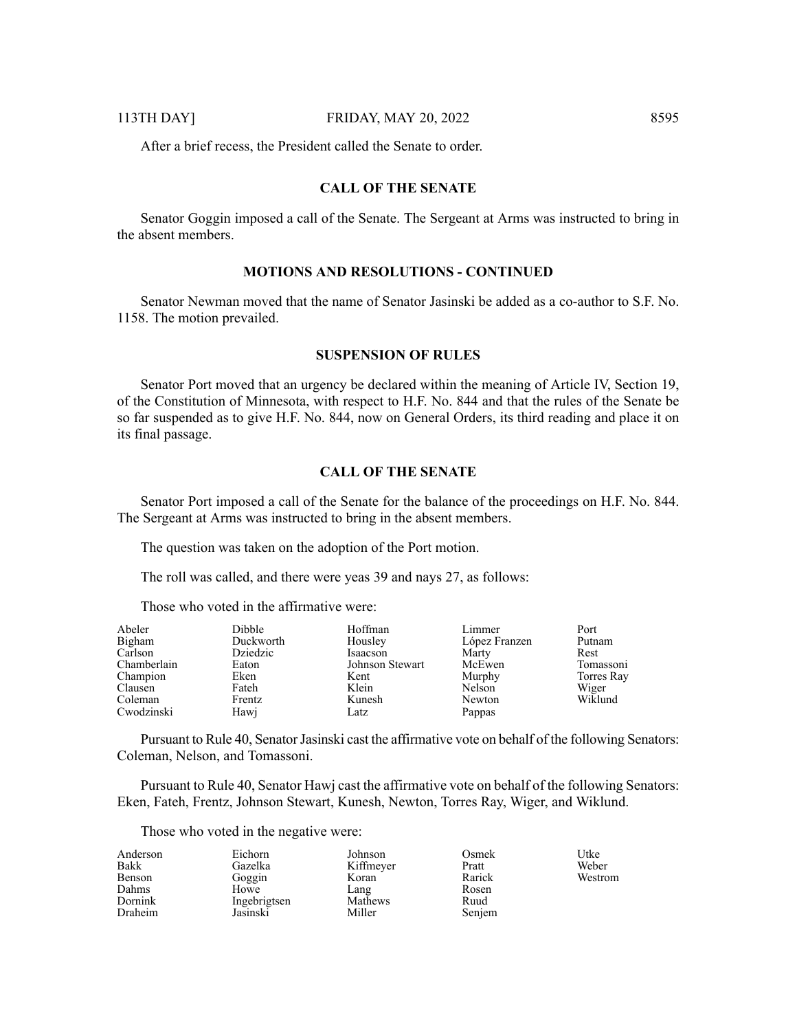After a brief recess, the President called the Senate to order.

## CALL OF THE SENATE

Senator Goggin imposed a call of the Senate. The Sergeant at Arms was instructed to bring in the absent members.

## MOTIONS AND RESOLUTIONS - CONTINUED

Senator Newman moved that the name of Senator Jasinski be added as a co-author to S.F. No. 1158. The motion prevailed.

## SUSPENSION OF RULES

Senator Port moved that an urgency be declared within the meaning of Article IV, Section 19, of the Constitution of Minnesota, with respect to H.F. No. 844 and that the rules of the Senate be so far suspended as to give H.F. No. 844, now on General Orders, its third reading and place it on its final passage.

## CALL OF THE SENATE

Senator Port imposed a call of the Senate for the balance of the proceedings on H.F. No. 844. The Sergeant at Arms was instructed to bring in the absent members.

The question was taken on the adoption of the Port motion.

The roll was called, and there were yeas 39 and nays 27, as follows:

Those who voted in the affirmative were:

| | | | | |
|---|---|---|---|---|
| Abeler | Dibble | Hoffman | Limmer | Port |
| Bigham | Duckworth | Housley | López Franzen | Putnam |
| Carlson | Dziedzic | Isaacson | Marty | Rest |
| Chamberlain | Eaton | Johnson Stewart | McEwen | Tomassoni |
| Champion | Eken | Kent | Murphy | Torres Ray |
| Clausen | Fateh | Klein | Nelson | Wiger |
| Coleman | Frentz | Kunesh | Newton | Wiklund |
| Cwodzinski | Hawj | Latz | Pappas | |

Pursuant to Rule 40, Senator Jasinski cast the affirmative vote on behalf of the following Senators: Coleman, Nelson, and Tomassoni.

Pursuant to Rule 40, Senator Hawj cast the affirmative vote on behalf of the following Senators: Eken, Fateh, Frentz, Johnson Stewart, Kunesh, Newton, Torres Ray, Wiger, and Wiklund.

Those who voted in the negative were:

| | | | | |
|---|---|---|---|---|
| Anderson | Eichorn | Johnson | Osmek | Utke |
| Bakk | Gazelka | Kiffmeyer | Pratt | Weber |
| Benson | Goggin | Koran | Rarick | Westrom |
| Dahms | Howe | Lang | Rosen | |
| Dornink | Ingebrigtsen | Mathews | Ruud | |
| Draheim | Jasinski | Miller | Senjem | |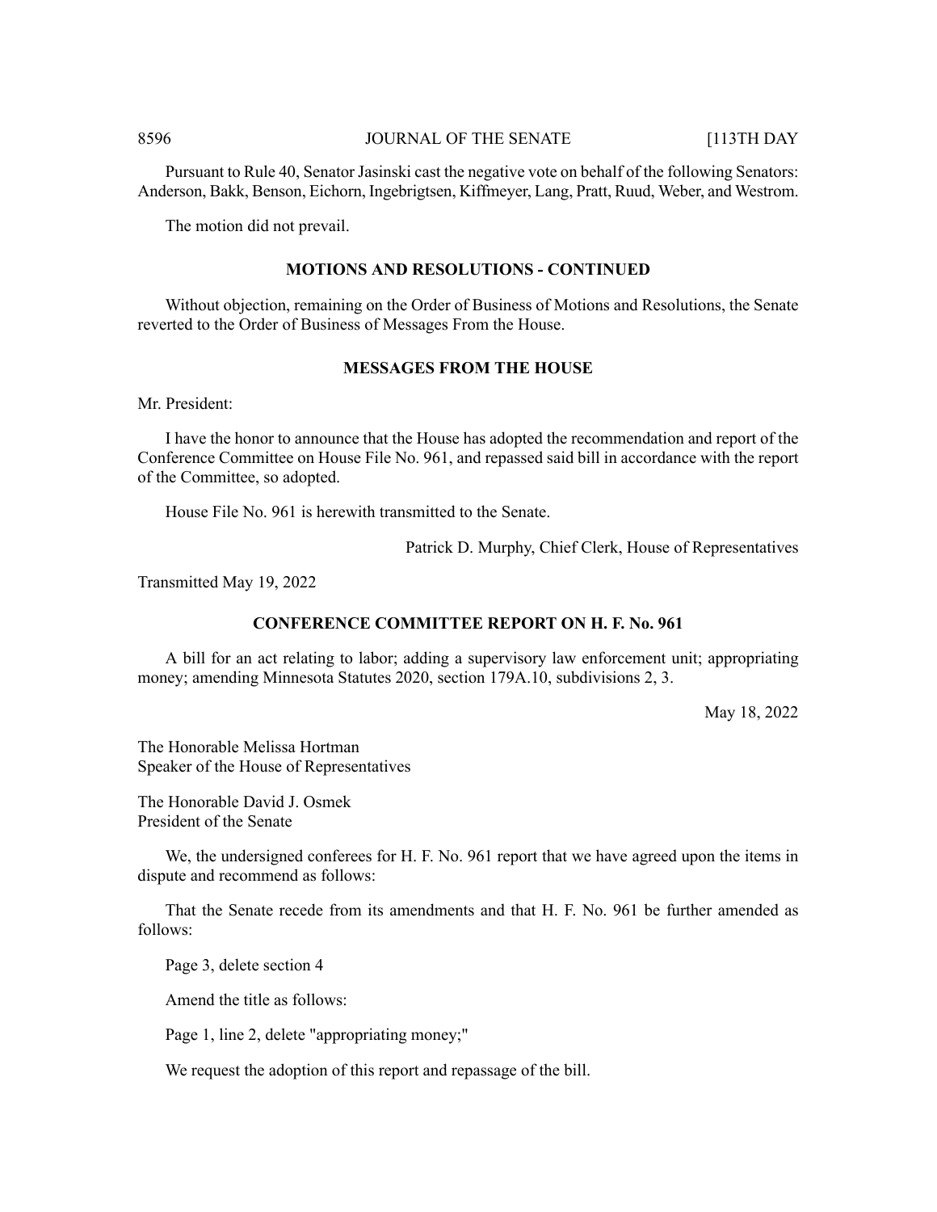Pursuant to Rule 40, Senator Jasinski cast the negative vote on behalf of the following Senators: Anderson, Bakk, Benson, Eichorn, Ingebrigtsen, Kiffmeyer, Lang, Pratt, Ruud, Weber, and Westrom.

The motion did not prevail.

## MOTIONS AND RESOLUTIONS - CONTINUED

Without objection, remaining on the Order of Business of Motions and Resolutions, the Senate reverted to the Order of Business of Messages From the House.

## MESSAGES FROM THE HOUSE

Mr. President:

I have the honor to announce that the House has adopted the recommendation and report of the Conference Committee on House File No. 961, and repassed said bill in accordance with the report of the Committee, so adopted.

House File No. 961 is herewith transmitted to the Senate.

Patrick D. Murphy, Chief Clerk, House of Representatives

Transmitted May 19, 2022

## CONFERENCE COMMITTEE REPORT ON H. F. No. 961

A bill for an act relating to labor; adding a supervisory law enforcement unit; appropriating money; amending Minnesota Statutes 2020, section 179A.10, subdivisions 2, 3.

May 18, 2022

The Honorable Melissa Hortman
Speaker of the House of Representatives

The Honorable David J. Osmek
President of the Senate

We, the undersigned conferees for H. F. No. 961 report that we have agreed upon the items in dispute and recommend as follows:

That the Senate recede from its amendments and that H. F. No. 961 be further amended as follows:

Page 3, delete section 4

Amend the title as follows:

Page 1, line 2, delete "appropriating money;"

We request the adoption of this report and repassage of the bill.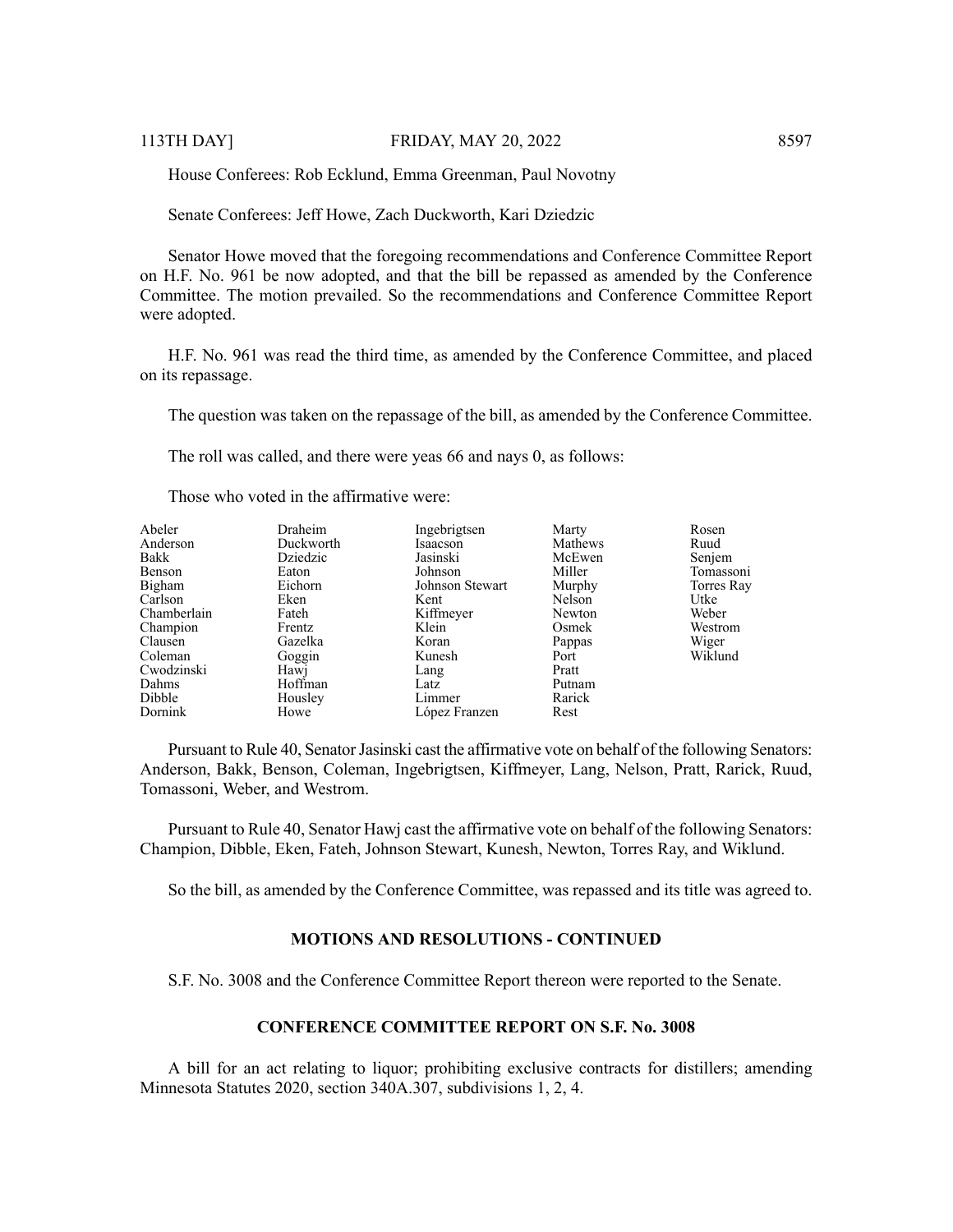House Conferees: Rob Ecklund, Emma Greenman, Paul Novotny

Senate Conferees: Jeff Howe, Zach Duckworth, Kari Dziedzic

Senator Howe moved that the foregoing recommendations and Conference Committee Report on H.F. No. 961 be now adopted, and that the bill be repassed as amended by the Conference Committee. The motion prevailed. So the recommendations and Conference Committee Report were adopted.

H.F. No. 961 was read the third time, as amended by the Conference Committee, and placed on its repassage.

The question was taken on the repassage of the bill, as amended by the Conference Committee.

The roll was called, and there were yeas 66 and nays 0, as follows:

Those who voted in the affirmative were:

| | | | | |
|---|---|---|---|---|
| Abeler | Draheim | Ingebrigtsen | Marty | Rosen |
| Anderson | Duckworth | Isaacson | Mathews | Ruud |
| Bakk | Dziedzic | Jasinski | McEwen | Senjem |
| Benson | Eaton | Johnson | Miller | Tomassoni |
| Bigham | Eichorn | Johnson Stewart | Murphy | Torres Ray |
| Carlson | Eken | Kent | Nelson | Utke |
| Chamberlain | Fateh | Kiffmeyer | Newton | Weber |
| Champion | Frentz | Klein | Osmek | Westrom |
| Clausen | Gazelka | Koran | Pappas | Wiger |
| Coleman | Goggin | Kunesh | Port | Wiklund |
| Cwodzinski | Hawj | Lang | Pratt | |
| Dahms | Hoffman | Latz | Putnam | |
| Dibble | Housley | Limmer | Rarick | |
| Dornink | Howe | López Franzen | Rest | |

Pursuant to Rule 40, Senator Jasinski cast the affirmative vote on behalf of the following Senators: Anderson, Bakk, Benson, Coleman, Ingebrigtsen, Kiffmeyer, Lang, Nelson, Pratt, Rarick, Ruud, Tomassoni, Weber, and Westrom.

Pursuant to Rule 40, Senator Hawj cast the affirmative vote on behalf of the following Senators: Champion, Dibble, Eken, Fateh, Johnson Stewart, Kunesh, Newton, Torres Ray, and Wiklund.

So the bill, as amended by the Conference Committee, was repassed and its title was agreed to.

## MOTIONS AND RESOLUTIONS - CONTINUED

S.F. No. 3008 and the Conference Committee Report thereon were reported to the Senate.

## CONFERENCE COMMITTEE REPORT ON S.F. No. 3008

A bill for an act relating to liquor; prohibiting exclusive contracts for distillers; amending Minnesota Statutes 2020, section 340A.307, subdivisions 1, 2, 4.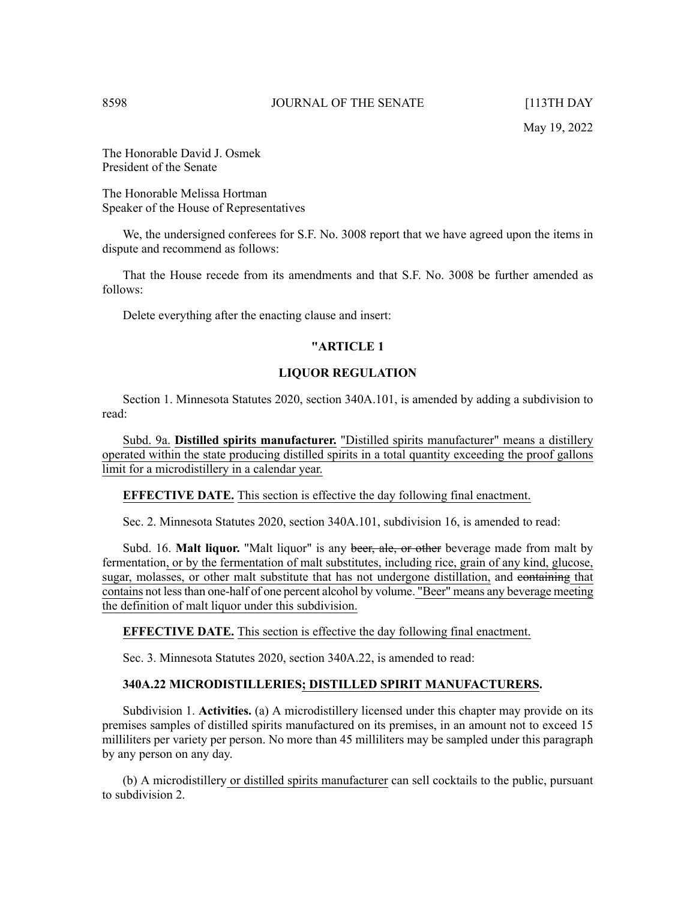May 19, 2022

The Honorable David J. Osmek
President of the Senate

The Honorable Melissa Hortman
Speaker of the House of Representatives

We, the undersigned conferees for S.F. No. 3008 report that we have agreed upon the items in dispute and recommend as follows:

That the House recede from its amendments and that S.F. No. 3008 be further amended as follows:

Delete everything after the enacting clause and insert:

**"ARTICLE 1**

**LIQUOR REGULATION**

Section 1. Minnesota Statutes 2020, section 340A.101, is amended by adding a subdivision to read:

Subd. 9a. **Distilled spirits manufacturer.** "Distilled spirits manufacturer" means a distillery operated within the state producing distilled spirits in a total quantity exceeding the proof gallons limit for a microdistillery in a calendar year.

**EFFECTIVE DATE.** This section is effective the day following final enactment.

Sec. 2. Minnesota Statutes 2020, section 340A.101, subdivision 16, is amended to read:

Subd. 16. **Malt liquor.** "Malt liquor" is any ~~beer, ale, or other~~ beverage made from malt by fermentation, or by the fermentation of malt substitutes, including rice, grain of any kind, glucose, sugar, molasses, or other malt substitute that has not undergone distillation, and ~~containing~~ that contains not less than one-half of one percent alcohol by volume. "Beer" means any beverage meeting the definition of malt liquor under this subdivision.

**EFFECTIVE DATE.** This section is effective the day following final enactment.

Sec. 3. Minnesota Statutes 2020, section 340A.22, is amended to read:

**340A.22 MICRODISTILLERIES; DISTILLED SPIRIT MANUFACTURERS.**

Subdivision 1. **Activities.** (a) A microdistillery licensed under this chapter may provide on its premises samples of distilled spirits manufactured on its premises, in an amount not to exceed 15 milliliters per variety per person. No more than 45 milliliters may be sampled under this paragraph by any person on any day.

(b) A microdistillery or distilled spirits manufacturer can sell cocktails to the public, pursuant to subdivision 2.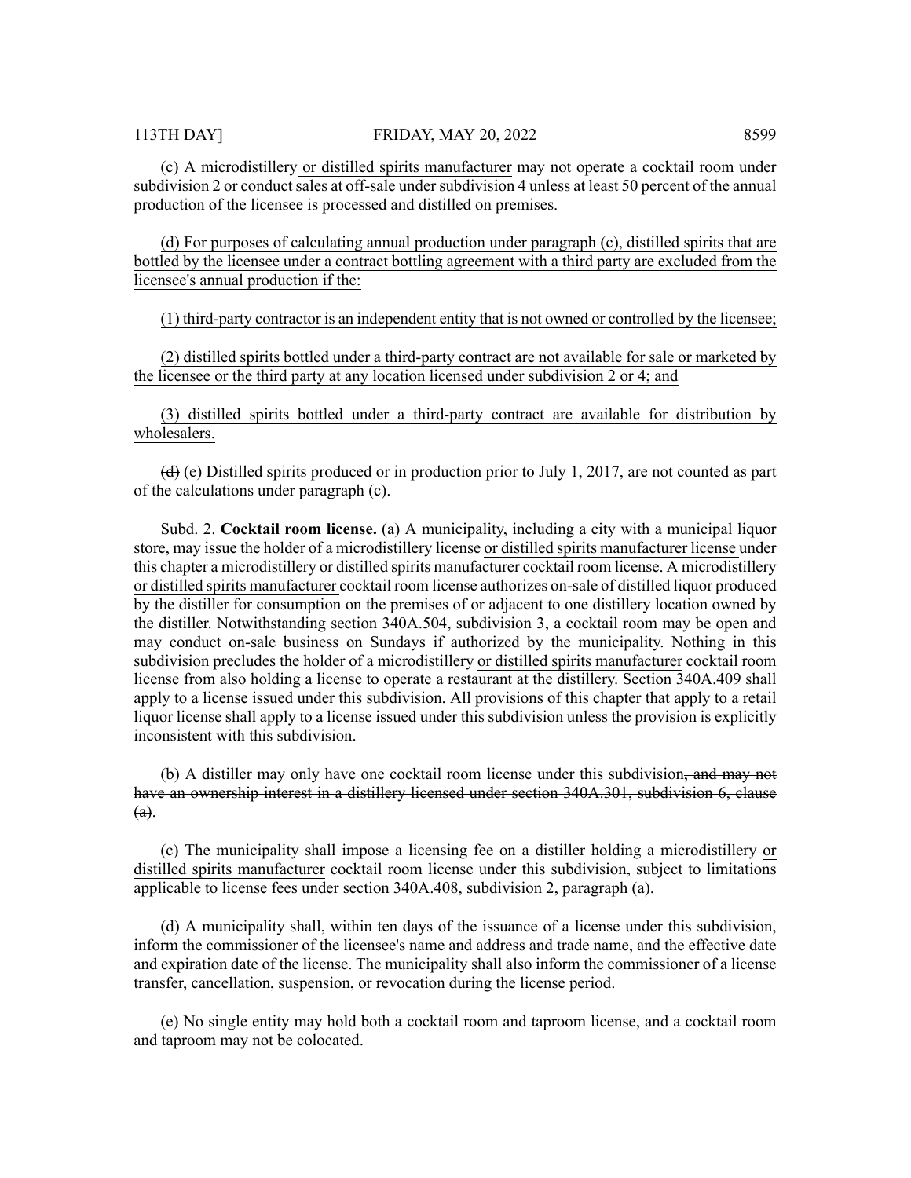(c) A microdistillery or distilled spirits manufacturer may not operate a cocktail room under subdivision 2 or conduct sales at off-sale under subdivision 4 unless at least 50 percent of the annual production of the licensee is processed and distilled on premises.

(d) For purposes of calculating annual production under paragraph (c), distilled spirits that are bottled by the licensee under a contract bottling agreement with a third party are excluded from the licensee's annual production if the:

(1) third-party contractor is an independent entity that is not owned or controlled by the licensee;

(2) distilled spirits bottled under a third-party contract are not available for sale or marketed by the licensee or the third party at any location licensed under subdivision 2 or 4; and

(3) distilled spirits bottled under a third-party contract are available for distribution by wholesalers.

~~(d)~~ (e) Distilled spirits produced or in production prior to July 1, 2017, are not counted as part of the calculations under paragraph (c).

Subd. 2. **Cocktail room license.** (a) A municipality, including a city with a municipal liquor store, may issue the holder of a microdistillery license or distilled spirits manufacturer license under this chapter a microdistillery or distilled spirits manufacturer cocktail room license. A microdistillery or distilled spirits manufacturer cocktail room license authorizes on-sale of distilled liquor produced by the distiller for consumption on the premises of or adjacent to one distillery location owned by the distiller. Notwithstanding section 340A.504, subdivision 3, a cocktail room may be open and may conduct on-sale business on Sundays if authorized by the municipality. Nothing in this subdivision precludes the holder of a microdistillery or distilled spirits manufacturer cocktail room license from also holding a license to operate a restaurant at the distillery. Section 340A.409 shall apply to a license issued under this subdivision. All provisions of this chapter that apply to a retail liquor license shall apply to a license issued under this subdivision unless the provision is explicitly inconsistent with this subdivision.

(b) A distiller may only have one cocktail room license under this subdivision~~, and may not have an ownership interest in a distillery licensed under section 340A.301, subdivision 6, clause (a)~~.

(c) The municipality shall impose a licensing fee on a distiller holding a microdistillery or distilled spirits manufacturer cocktail room license under this subdivision, subject to limitations applicable to license fees under section 340A.408, subdivision 2, paragraph (a).

(d) A municipality shall, within ten days of the issuance of a license under this subdivision, inform the commissioner of the licensee's name and address and trade name, and the effective date and expiration date of the license. The municipality shall also inform the commissioner of a license transfer, cancellation, suspension, or revocation during the license period.

(e) No single entity may hold both a cocktail room and taproom license, and a cocktail room and taproom may not be colocated.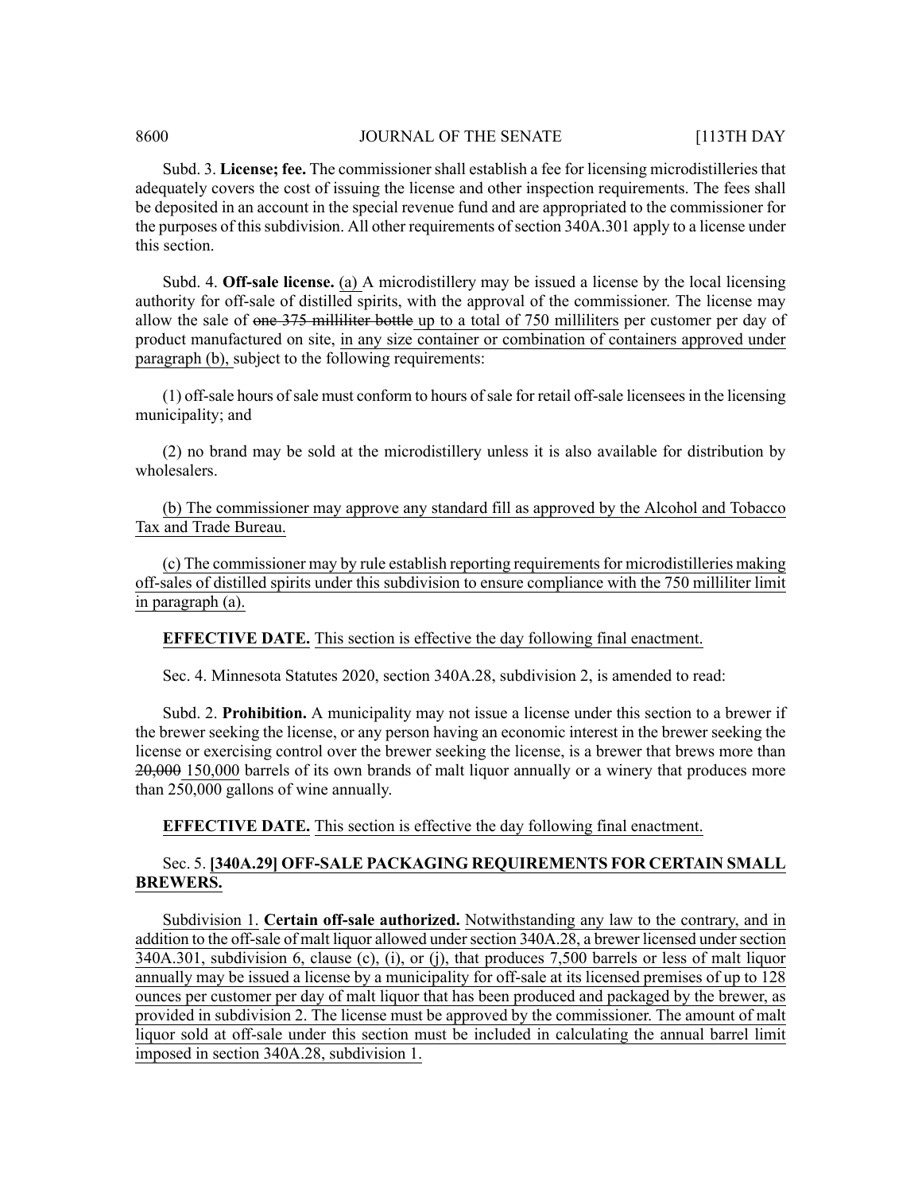Subd. 3. **License; fee.** The commissioner shall establish a fee for licensing microdistilleries that adequately covers the cost of issuing the license and other inspection requirements. The fees shall be deposited in an account in the special revenue fund and are appropriated to the commissioner for the purposes of this subdivision. All other requirements of section 340A.301 apply to a license under this section.

Subd. 4. **Off-sale license.** <u>(a)</u> A microdistillery may be issued a license by the local licensing authority for off-sale of distilled spirits, with the approval of the commissioner. The license may allow the sale of ~~one 375 milliliter bottle~~ <u>up to a total of 750 milliliters</u> per customer per day of product manufactured on site, <u>in any size container or combination of containers approved under paragraph (b),</u> subject to the following requirements:

(1) off-sale hours of sale must conform to hours of sale for retail off-sale licensees in the licensing municipality; and

(2) no brand may be sold at the microdistillery unless it is also available for distribution by wholesalers.

<u>(b) The commissioner may approve any standard fill as approved by the Alcohol and Tobacco Tax and Trade Bureau.</u>

<u>(c) The commissioner may by rule establish reporting requirements for microdistilleries making off-sales of distilled spirits under this subdivision to ensure compliance with the 750 milliliter limit in paragraph (a).</u>

<u>**EFFECTIVE DATE.** This section is effective the day following final enactment.</u>

Sec. 4. Minnesota Statutes 2020, section 340A.28, subdivision 2, is amended to read:

Subd. 2. **Prohibition.** A municipality may not issue a license under this section to a brewer if the brewer seeking the license, or any person having an economic interest in the brewer seeking the license or exercising control over the brewer seeking the license, is a brewer that brews more than ~~20,000~~ <u>150,000</u> barrels of its own brands of malt liquor annually or a winery that produces more than 250,000 gallons of wine annually.

<u>**EFFECTIVE DATE.** This section is effective the day following final enactment.</u>

Sec. 5. <u>**[340A.29] OFF-SALE PACKAGING REQUIREMENTS FOR CERTAIN SMALL BREWERS.**</u>

<u>Subdivision 1. **Certain off-sale authorized.** Notwithstanding any law to the contrary, and in addition to the off-sale of malt liquor allowed under section 340A.28, a brewer licensed under section 340A.301, subdivision 6, clause (c), (i), or (j), that produces 7,500 barrels or less of malt liquor annually may be issued a license by a municipality for off-sale at its licensed premises of up to 128 ounces per customer per day of malt liquor that has been produced and packaged by the brewer, as provided in subdivision 2. The license must be approved by the commissioner. The amount of malt liquor sold at off-sale under this section must be included in calculating the annual barrel limit imposed in section 340A.28, subdivision 1.</u>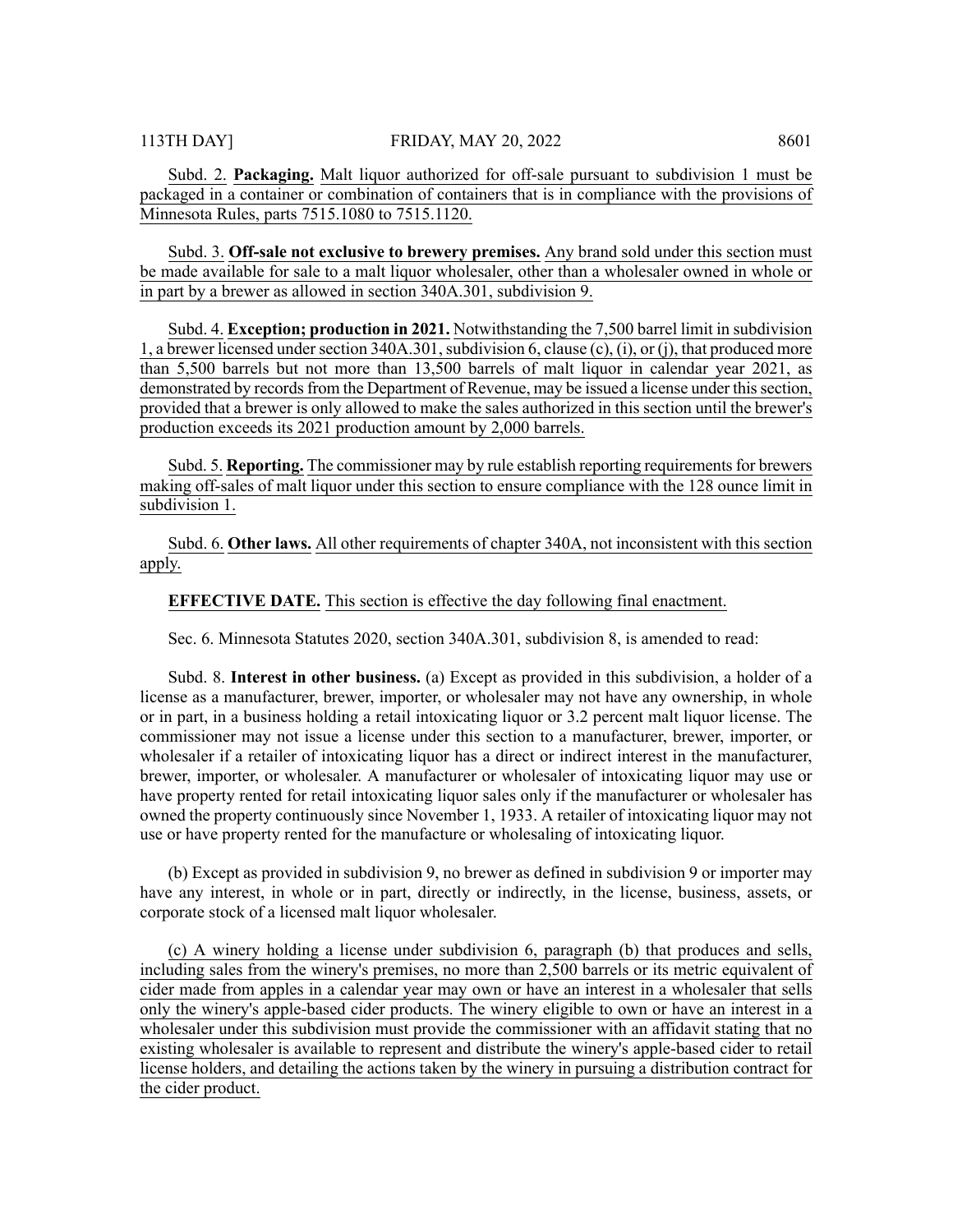Subd. 2. **Packaging.** Malt liquor authorized for off-sale pursuant to subdivision 1 must be packaged in a container or combination of containers that is in compliance with the provisions of Minnesota Rules, parts 7515.1080 to 7515.1120.

Subd. 3. **Off-sale not exclusive to brewery premises.** Any brand sold under this section must be made available for sale to a malt liquor wholesaler, other than a wholesaler owned in whole or in part by a brewer as allowed in section 340A.301, subdivision 9.

Subd. 4. **Exception; production in 2021.** Notwithstanding the 7,500 barrel limit in subdivision 1, a brewer licensed under section 340A.301, subdivision 6, clause (c), (i), or (j), that produced more than 5,500 barrels but not more than 13,500 barrels of malt liquor in calendar year 2021, as demonstrated by records from the Department of Revenue, may be issued a license under this section, provided that a brewer is only allowed to make the sales authorized in this section until the brewer's production exceeds its 2021 production amount by 2,000 barrels.

Subd. 5. **Reporting.** The commissioner may by rule establish reporting requirements for brewers making off-sales of malt liquor under this section to ensure compliance with the 128 ounce limit in subdivision 1.

Subd. 6. **Other laws.** All other requirements of chapter 340A, not inconsistent with this section apply.

**EFFECTIVE DATE.** This section is effective the day following final enactment.

Sec. 6. Minnesota Statutes 2020, section 340A.301, subdivision 8, is amended to read:

Subd. 8. **Interest in other business.** (a) Except as provided in this subdivision, a holder of a license as a manufacturer, brewer, importer, or wholesaler may not have any ownership, in whole or in part, in a business holding a retail intoxicating liquor or 3.2 percent malt liquor license. The commissioner may not issue a license under this section to a manufacturer, brewer, importer, or wholesaler if a retailer of intoxicating liquor has a direct or indirect interest in the manufacturer, brewer, importer, or wholesaler. A manufacturer or wholesaler of intoxicating liquor may use or have property rented for retail intoxicating liquor sales only if the manufacturer or wholesaler has owned the property continuously since November 1, 1933. A retailer of intoxicating liquor may not use or have property rented for the manufacture or wholesaling of intoxicating liquor.

(b) Except as provided in subdivision 9, no brewer as defined in subdivision 9 or importer may have any interest, in whole or in part, directly or indirectly, in the license, business, assets, or corporate stock of a licensed malt liquor wholesaler.

(c) A winery holding a license under subdivision 6, paragraph (b) that produces and sells, including sales from the winery's premises, no more than 2,500 barrels or its metric equivalent of cider made from apples in a calendar year may own or have an interest in a wholesaler that sells only the winery's apple-based cider products. The winery eligible to own or have an interest in a wholesaler under this subdivision must provide the commissioner with an affidavit stating that no existing wholesaler is available to represent and distribute the winery's apple-based cider to retail license holders, and detailing the actions taken by the winery in pursuing a distribution contract for the cider product.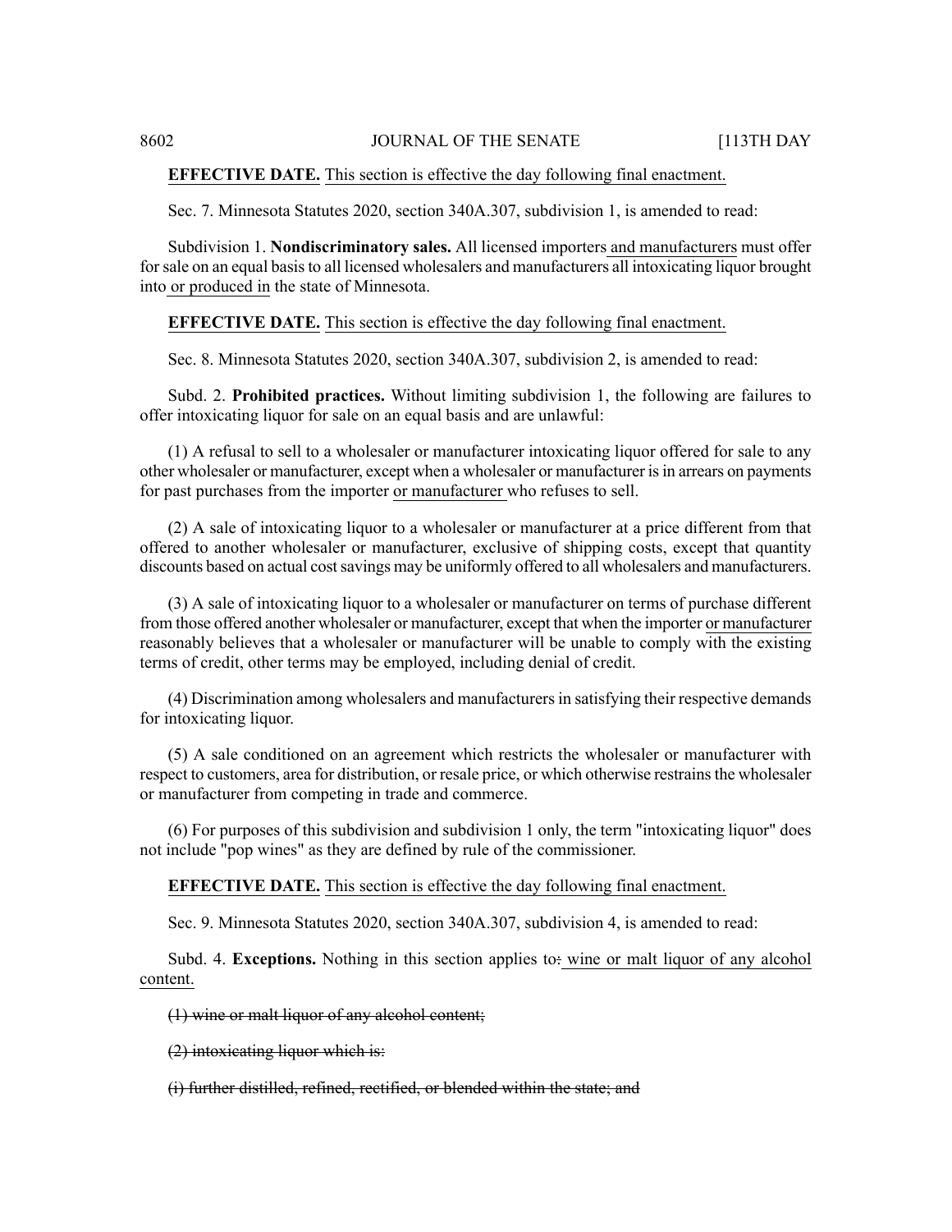**EFFECTIVE DATE.** This section is effective the day following final enactment.

Sec. 7. Minnesota Statutes 2020, section 340A.307, subdivision 1, is amended to read:

Subdivision 1. **Nondiscriminatory sales.** All licensed importers and manufacturers must offer for sale on an equal basis to all licensed wholesalers and manufacturers all intoxicating liquor brought into or produced in the state of Minnesota.

**EFFECTIVE DATE.** This section is effective the day following final enactment.

Sec. 8. Minnesota Statutes 2020, section 340A.307, subdivision 2, is amended to read:

Subd. 2. **Prohibited practices.** Without limiting subdivision 1, the following are failures to offer intoxicating liquor for sale on an equal basis and are unlawful:

(1) A refusal to sell to a wholesaler or manufacturer intoxicating liquor offered for sale to any other wholesaler or manufacturer, except when a wholesaler or manufacturer is in arrears on payments for past purchases from the importer or manufacturer who refuses to sell.

(2) A sale of intoxicating liquor to a wholesaler or manufacturer at a price different from that offered to another wholesaler or manufacturer, exclusive of shipping costs, except that quantity discounts based on actual cost savings may be uniformly offered to all wholesalers and manufacturers.

(3) A sale of intoxicating liquor to a wholesaler or manufacturer on terms of purchase different from those offered another wholesaler or manufacturer, except that when the importer or manufacturer reasonably believes that a wholesaler or manufacturer will be unable to comply with the existing terms of credit, other terms may be employed, including denial of credit.

(4) Discrimination among wholesalers and manufacturers in satisfying their respective demands for intoxicating liquor.

(5) A sale conditioned on an agreement which restricts the wholesaler or manufacturer with respect to customers, area for distribution, or resale price, or which otherwise restrains the wholesaler or manufacturer from competing in trade and commerce.

(6) For purposes of this subdivision and subdivision 1 only, the term "intoxicating liquor" does not include "pop wines" as they are defined by rule of the commissioner.

**EFFECTIVE DATE.** This section is effective the day following final enactment.

Sec. 9. Minnesota Statutes 2020, section 340A.307, subdivision 4, is amended to read:

Subd. 4. **Exceptions.** Nothing in this section applies to~~:~~ wine or malt liquor of any alcohol content.

~~(1) wine or malt liquor of any alcohol content;~~

~~(2) intoxicating liquor which is:~~

~~(i) further distilled, refined, rectified, or blended within the state; and~~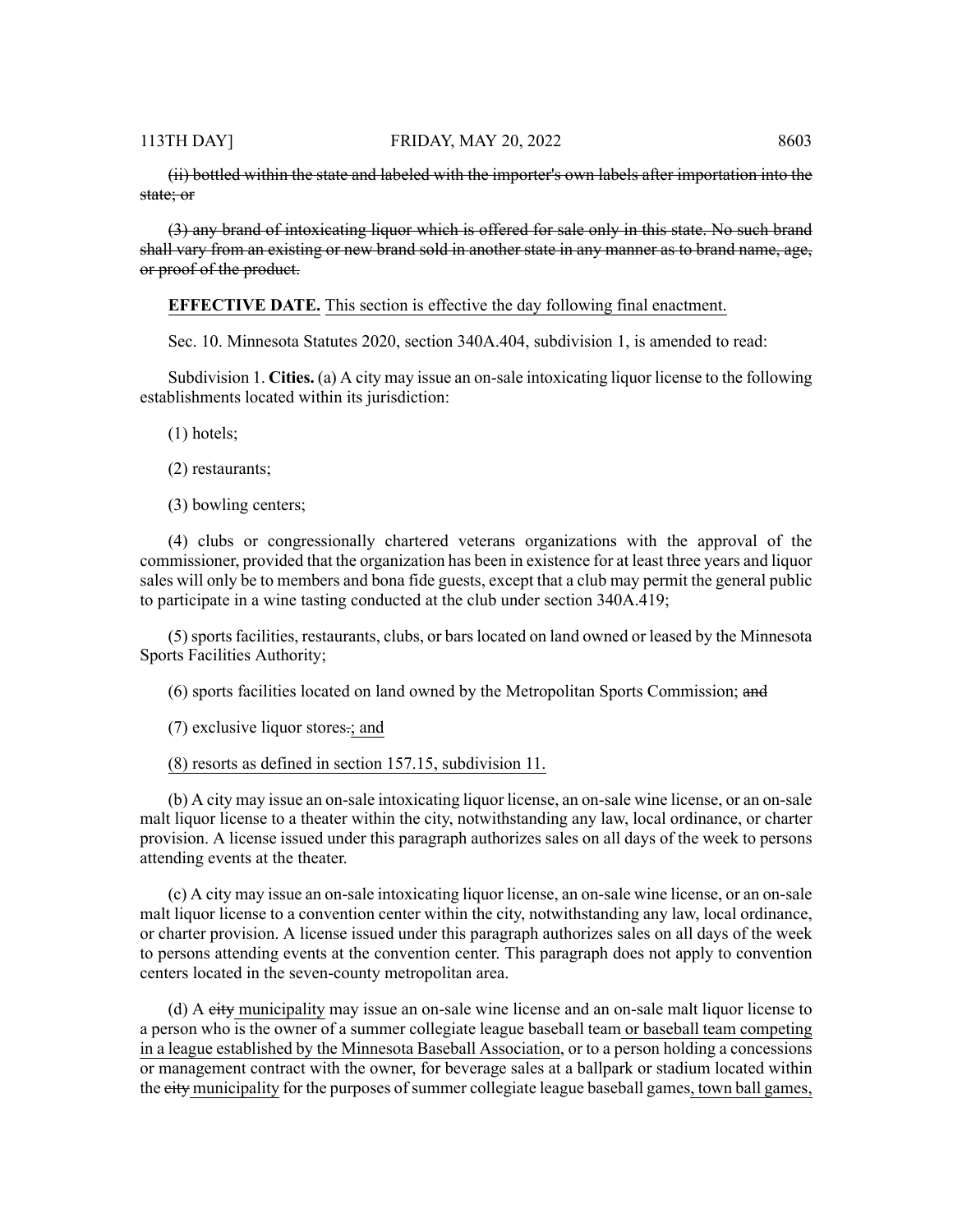~~(ii) bottled within the state and labeled with the importer's own labels after importation into the state; or~~

~~(3) any brand of intoxicating liquor which is offered for sale only in this state. No such brand shall vary from an existing or new brand sold in another state in any manner as to brand name, age, or proof of the product.~~

**EFFECTIVE DATE.** <u>This section is effective the day following final enactment.</u>

Sec. 10. Minnesota Statutes 2020, section 340A.404, subdivision 1, is amended to read:

Subdivision 1. **Cities.** (a) A city may issue an on-sale intoxicating liquor license to the following establishments located within its jurisdiction:

(1) hotels;

(2) restaurants;

(3) bowling centers;

(4) clubs or congressionally chartered veterans organizations with the approval of the commissioner, provided that the organization has been in existence for at least three years and liquor sales will only be to members and bona fide guests, except that a club may permit the general public to participate in a wine tasting conducted at the club under section 340A.419;

(5) sports facilities, restaurants, clubs, or bars located on land owned or leased by the Minnesota Sports Facilities Authority;

(6) sports facilities located on land owned by the Metropolitan Sports Commission; ~~and~~

(7) exclusive liquor stores~~.~~<u>; and</u>

<u>(8) resorts as defined in section 157.15, subdivision 11.</u>

(b) A city may issue an on-sale intoxicating liquor license, an on-sale wine license, or an on-sale malt liquor license to a theater within the city, notwithstanding any law, local ordinance, or charter provision. A license issued under this paragraph authorizes sales on all days of the week to persons attending events at the theater.

(c) A city may issue an on-sale intoxicating liquor license, an on-sale wine license, or an on-sale malt liquor license to a convention center within the city, notwithstanding any law, local ordinance, or charter provision. A license issued under this paragraph authorizes sales on all days of the week to persons attending events at the convention center. This paragraph does not apply to convention centers located in the seven-county metropolitan area.

(d) A ~~city~~ <u>municipality</u> may issue an on-sale wine license and an on-sale malt liquor license to a person who is the owner of a summer collegiate league baseball team <u>or baseball team competing in a league established by the Minnesota Baseball Association</u>, or to a person holding a concessions or management contract with the owner, for beverage sales at a ballpark or stadium located within the ~~city~~ <u>municipality</u> for the purposes of summer collegiate league baseball games<u>, town ball games,</u>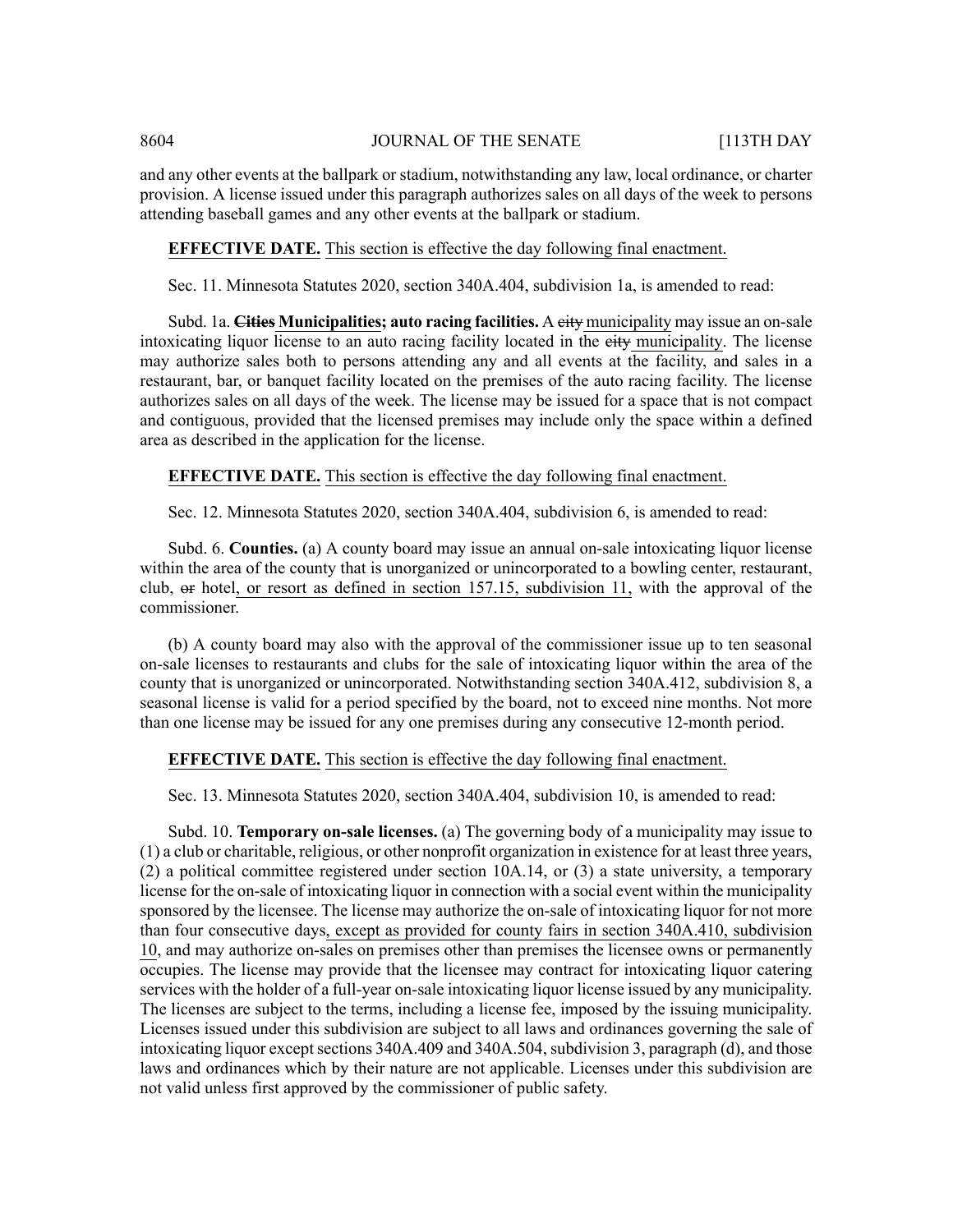and any other events at the ballpark or stadium, notwithstanding any law, local ordinance, or charter provision. A license issued under this paragraph authorizes sales on all days of the week to persons attending baseball games and any other events at the ballpark or stadium.

**EFFECTIVE DATE.** This section is effective the day following final enactment.

Sec. 11. Minnesota Statutes 2020, section 340A.404, subdivision 1a, is amended to read:

Subd. 1a. ~~**Cities**~~ **Municipalities; auto racing facilities.** A ~~city~~ municipality may issue an on-sale intoxicating liquor license to an auto racing facility located in the ~~city~~ municipality. The license may authorize sales both to persons attending any and all events at the facility, and sales in a restaurant, bar, or banquet facility located on the premises of the auto racing facility. The license authorizes sales on all days of the week. The license may be issued for a space that is not compact and contiguous, provided that the licensed premises may include only the space within a defined area as described in the application for the license.

**EFFECTIVE DATE.** This section is effective the day following final enactment.

Sec. 12. Minnesota Statutes 2020, section 340A.404, subdivision 6, is amended to read:

Subd. 6. **Counties.** (a) A county board may issue an annual on-sale intoxicating liquor license within the area of the county that is unorganized or unincorporated to a bowling center, restaurant, club, ~~or~~ hotel, or resort as defined in section 157.15, subdivision 11, with the approval of the commissioner.

(b) A county board may also with the approval of the commissioner issue up to ten seasonal on-sale licenses to restaurants and clubs for the sale of intoxicating liquor within the area of the county that is unorganized or unincorporated. Notwithstanding section 340A.412, subdivision 8, a seasonal license is valid for a period specified by the board, not to exceed nine months. Not more than one license may be issued for any one premises during any consecutive 12-month period.

**EFFECTIVE DATE.** This section is effective the day following final enactment.

Sec. 13. Minnesota Statutes 2020, section 340A.404, subdivision 10, is amended to read:

Subd. 10. **Temporary on-sale licenses.** (a) The governing body of a municipality may issue to (1) a club or charitable, religious, or other nonprofit organization in existence for at least three years, (2) a political committee registered under section 10A.14, or (3) a state university, a temporary license for the on-sale of intoxicating liquor in connection with a social event within the municipality sponsored by the licensee. The license may authorize the on-sale of intoxicating liquor for not more than four consecutive days, except as provided for county fairs in section 340A.410, subdivision 10, and may authorize on-sales on premises other than premises the licensee owns or permanently occupies. The license may provide that the licensee may contract for intoxicating liquor catering services with the holder of a full-year on-sale intoxicating liquor license issued by any municipality. The licenses are subject to the terms, including a license fee, imposed by the issuing municipality. Licenses issued under this subdivision are subject to all laws and ordinances governing the sale of intoxicating liquor except sections 340A.409 and 340A.504, subdivision 3, paragraph (d), and those laws and ordinances which by their nature are not applicable. Licenses under this subdivision are not valid unless first approved by the commissioner of public safety.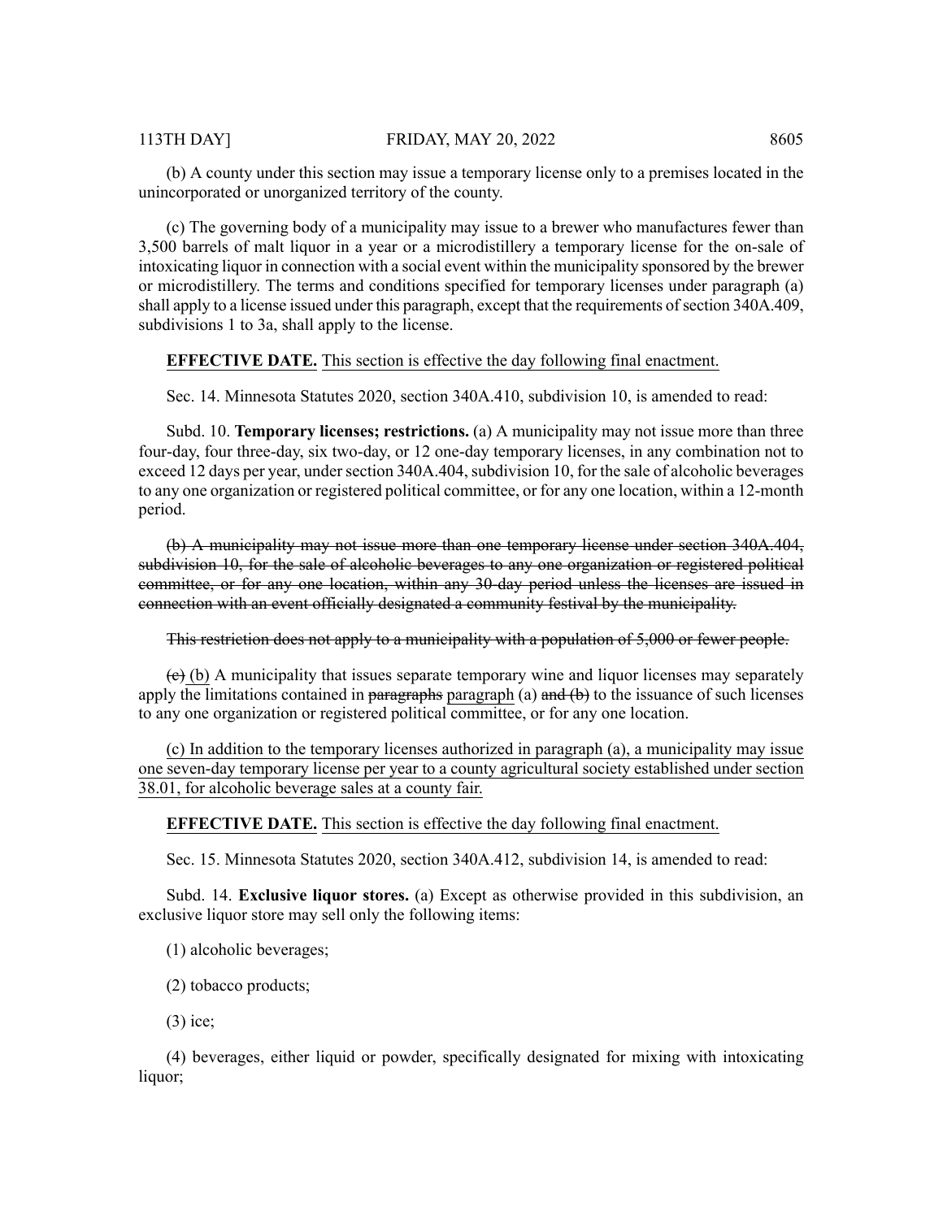(b) A county under this section may issue a temporary license only to a premises located in the unincorporated or unorganized territory of the county.

(c) The governing body of a municipality may issue to a brewer who manufactures fewer than 3,500 barrels of malt liquor in a year or a microdistillery a temporary license for the on-sale of intoxicating liquor in connection with a social event within the municipality sponsored by the brewer or microdistillery. The terms and conditions specified for temporary licenses under paragraph (a) shall apply to a license issued under this paragraph, except that the requirements of section 340A.409, subdivisions 1 to 3a, shall apply to the license.

**EFFECTIVE DATE.** <u>This section is effective the day following final enactment.</u>

Sec. 14. Minnesota Statutes 2020, section 340A.410, subdivision 10, is amended to read:

Subd. 10. **Temporary licenses; restrictions.** (a) A municipality may not issue more than three four-day, four three-day, six two-day, or 12 one-day temporary licenses, in any combination not to exceed 12 days per year, under section 340A.404, subdivision 10, for the sale of alcoholic beverages to any one organization or registered political committee, or for any one location, within a 12-month period.

~~(b) A municipality may not issue more than one temporary license under section 340A.404, subdivision 10, for the sale of alcoholic beverages to any one organization or registered political committee, or for any one location, within any 30-day period unless the licenses are issued in connection with an event officially designated a community festival by the municipality.~~

~~This restriction does not apply to a municipality with a population of 5,000 or fewer people.~~

~~(c)~~ <u>(b)</u> A municipality that issues separate temporary wine and liquor licenses may separately apply the limitations contained in ~~paragraphs~~ <u>paragraph</u> (a) ~~and (b)~~ to the issuance of such licenses to any one organization or registered political committee, or for any one location.

<u>(c) In addition to the temporary licenses authorized in paragraph (a), a municipality may issue one seven-day temporary license per year to a county agricultural society established under section 38.01, for alcoholic beverage sales at a county fair.</u>

**EFFECTIVE DATE.** <u>This section is effective the day following final enactment.</u>

Sec. 15. Minnesota Statutes 2020, section 340A.412, subdivision 14, is amended to read:

Subd. 14. **Exclusive liquor stores.** (a) Except as otherwise provided in this subdivision, an exclusive liquor store may sell only the following items:

(1) alcoholic beverages;

(2) tobacco products;

(3) ice;

(4) beverages, either liquid or powder, specifically designated for mixing with intoxicating liquor;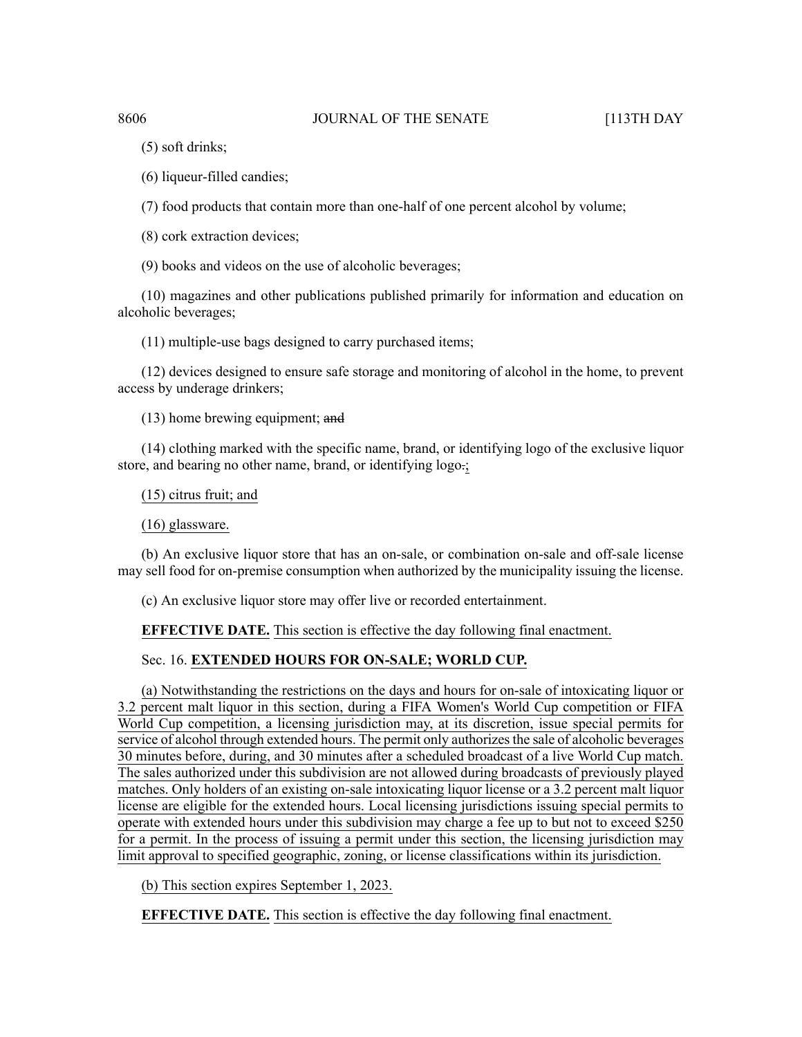(5) soft drinks;

(6) liqueur-filled candies;

(7) food products that contain more than one-half of one percent alcohol by volume;

(8) cork extraction devices;

(9) books and videos on the use of alcoholic beverages;

(10) magazines and other publications published primarily for information and education on alcoholic beverages;

(11) multiple-use bags designed to carry purchased items;

(12) devices designed to ensure safe storage and monitoring of alcohol in the home, to prevent access by underage drinkers;

(13) home brewing equipment; ~~and~~

(14) clothing marked with the specific name, brand, or identifying logo of the exclusive liquor store, and bearing no other name, brand, or identifying logo~~.~~;

(15) citrus fruit; and

(16) glassware.

(b) An exclusive liquor store that has an on-sale, or combination on-sale and off-sale license may sell food for on-premise consumption when authorized by the municipality issuing the license.

(c) An exclusive liquor store may offer live or recorded entertainment.

**EFFECTIVE DATE.** This section is effective the day following final enactment.

Sec. 16. **EXTENDED HOURS FOR ON-SALE; WORLD CUP.**

(a) Notwithstanding the restrictions on the days and hours for on-sale of intoxicating liquor or 3.2 percent malt liquor in this section, during a FIFA Women's World Cup competition or FIFA World Cup competition, a licensing jurisdiction may, at its discretion, issue special permits for service of alcohol through extended hours. The permit only authorizes the sale of alcoholic beverages 30 minutes before, during, and 30 minutes after a scheduled broadcast of a live World Cup match. The sales authorized under this subdivision are not allowed during broadcasts of previously played matches. Only holders of an existing on-sale intoxicating liquor license or a 3.2 percent malt liquor license are eligible for the extended hours. Local licensing jurisdictions issuing special permits to operate with extended hours under this subdivision may charge a fee up to but not to exceed $250 for a permit. In the process of issuing a permit under this section, the licensing jurisdiction may limit approval to specified geographic, zoning, or license classifications within its jurisdiction.

(b) This section expires September 1, 2023.

**EFFECTIVE DATE.** This section is effective the day following final enactment.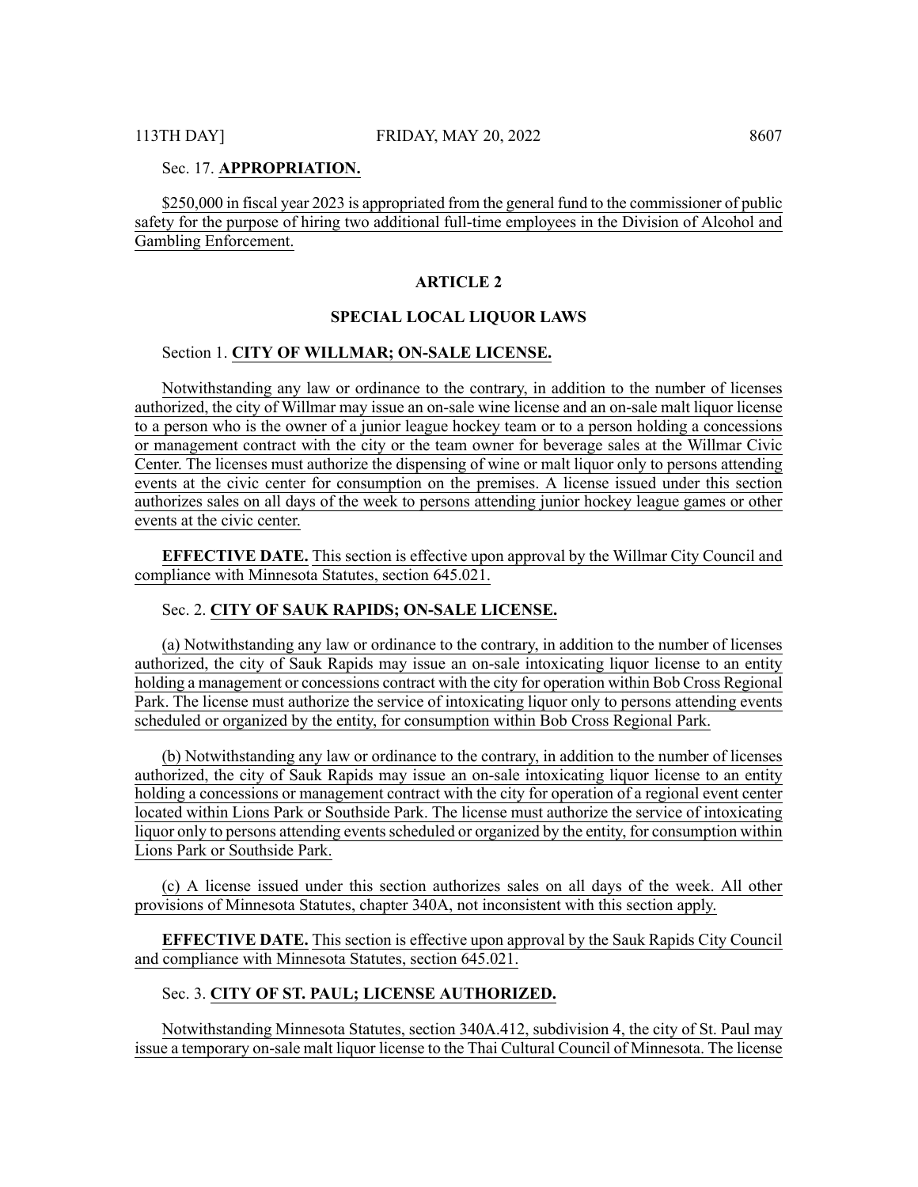Sec. 17. **APPROPRIATION.**

$250,000 in fiscal year 2023 is appropriated from the general fund to the commissioner of public safety for the purpose of hiring two additional full-time employees in the Division of Alcohol and Gambling Enforcement.

## ARTICLE 2

## SPECIAL LOCAL LIQUOR LAWS

Section 1. **CITY OF WILLMAR; ON-SALE LICENSE.**

Notwithstanding any law or ordinance to the contrary, in addition to the number of licenses authorized, the city of Willmar may issue an on-sale wine license and an on-sale malt liquor license to a person who is the owner of a junior league hockey team or to a person holding a concessions or management contract with the city or the team owner for beverage sales at the Willmar Civic Center. The licenses must authorize the dispensing of wine or malt liquor only to persons attending events at the civic center for consumption on the premises. A license issued under this section authorizes sales on all days of the week to persons attending junior hockey league games or other events at the civic center.

**EFFECTIVE DATE.** This section is effective upon approval by the Willmar City Council and compliance with Minnesota Statutes, section 645.021.

Sec. 2. **CITY OF SAUK RAPIDS; ON-SALE LICENSE.**

(a) Notwithstanding any law or ordinance to the contrary, in addition to the number of licenses authorized, the city of Sauk Rapids may issue an on-sale intoxicating liquor license to an entity holding a management or concessions contract with the city for operation within Bob Cross Regional Park. The license must authorize the service of intoxicating liquor only to persons attending events scheduled or organized by the entity, for consumption within Bob Cross Regional Park.

(b) Notwithstanding any law or ordinance to the contrary, in addition to the number of licenses authorized, the city of Sauk Rapids may issue an on-sale intoxicating liquor license to an entity holding a concessions or management contract with the city for operation of a regional event center located within Lions Park or Southside Park. The license must authorize the service of intoxicating liquor only to persons attending events scheduled or organized by the entity, for consumption within Lions Park or Southside Park.

(c) A license issued under this section authorizes sales on all days of the week. All other provisions of Minnesota Statutes, chapter 340A, not inconsistent with this section apply.

**EFFECTIVE DATE.** This section is effective upon approval by the Sauk Rapids City Council and compliance with Minnesota Statutes, section 645.021.

Sec. 3. **CITY OF ST. PAUL; LICENSE AUTHORIZED.**

Notwithstanding Minnesota Statutes, section 340A.412, subdivision 4, the city of St. Paul may issue a temporary on-sale malt liquor license to the Thai Cultural Council of Minnesota. The license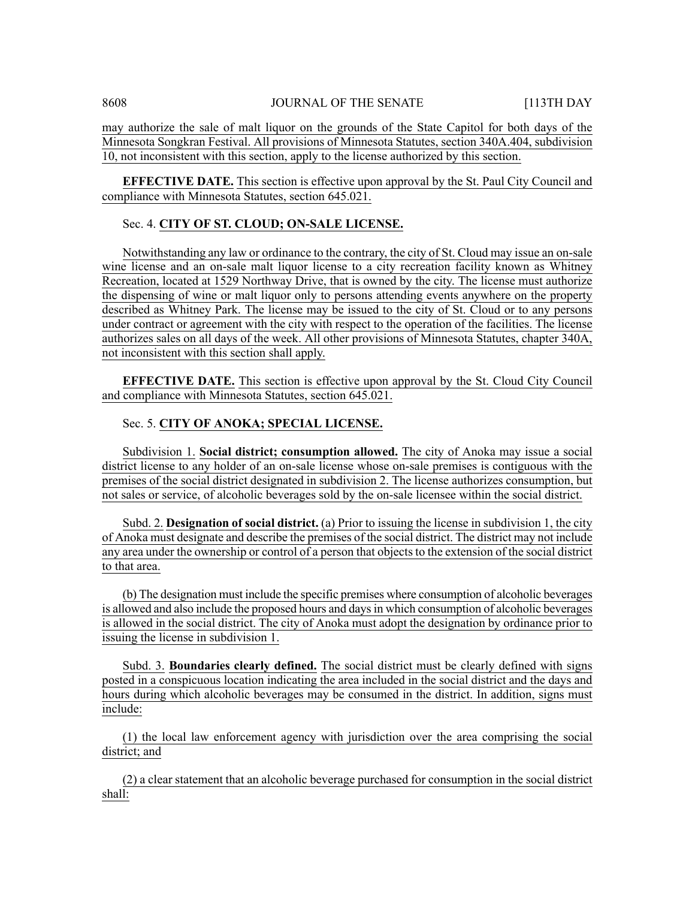may authorize the sale of malt liquor on the grounds of the State Capitol for both days of the Minnesota Songkran Festival. All provisions of Minnesota Statutes, section 340A.404, subdivision 10, not inconsistent with this section, apply to the license authorized by this section.

**EFFECTIVE DATE.** This section is effective upon approval by the St. Paul City Council and compliance with Minnesota Statutes, section 645.021.

Sec. 4. **CITY OF ST. CLOUD; ON-SALE LICENSE.**

Notwithstanding any law or ordinance to the contrary, the city of St. Cloud may issue an on-sale wine license and an on-sale malt liquor license to a city recreation facility known as Whitney Recreation, located at 1529 Northway Drive, that is owned by the city. The license must authorize the dispensing of wine or malt liquor only to persons attending events anywhere on the property described as Whitney Park. The license may be issued to the city of St. Cloud or to any persons under contract or agreement with the city with respect to the operation of the facilities. The license authorizes sales on all days of the week. All other provisions of Minnesota Statutes, chapter 340A, not inconsistent with this section shall apply.

**EFFECTIVE DATE.** This section is effective upon approval by the St. Cloud City Council and compliance with Minnesota Statutes, section 645.021.

Sec. 5. **CITY OF ANOKA; SPECIAL LICENSE.**

Subdivision 1. **Social district; consumption allowed.** The city of Anoka may issue a social district license to any holder of an on-sale license whose on-sale premises is contiguous with the premises of the social district designated in subdivision 2. The license authorizes consumption, but not sales or service, of alcoholic beverages sold by the on-sale licensee within the social district.

Subd. 2. **Designation of social district.** (a) Prior to issuing the license in subdivision 1, the city of Anoka must designate and describe the premises of the social district. The district may not include any area under the ownership or control of a person that objects to the extension of the social district to that area.

(b) The designation must include the specific premises where consumption of alcoholic beverages is allowed and also include the proposed hours and days in which consumption of alcoholic beverages is allowed in the social district. The city of Anoka must adopt the designation by ordinance prior to issuing the license in subdivision 1.

Subd. 3. **Boundaries clearly defined.** The social district must be clearly defined with signs posted in a conspicuous location indicating the area included in the social district and the days and hours during which alcoholic beverages may be consumed in the district. In addition, signs must include:

(1) the local law enforcement agency with jurisdiction over the area comprising the social district; and

(2) a clear statement that an alcoholic beverage purchased for consumption in the social district shall: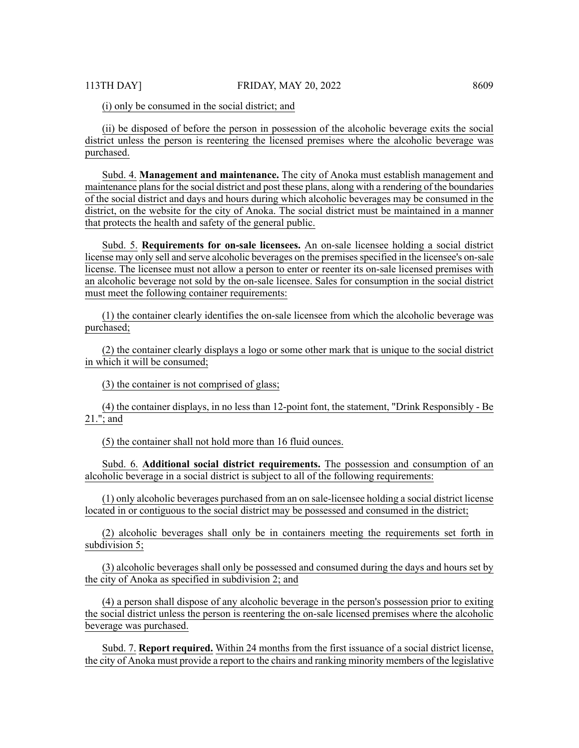(i) only be consumed in the social district; and

(ii) be disposed of before the person in possession of the alcoholic beverage exits the social district unless the person is reentering the licensed premises where the alcoholic beverage was purchased.

Subd. 4. **Management and maintenance.** The city of Anoka must establish management and maintenance plans for the social district and post these plans, along with a rendering of the boundaries of the social district and days and hours during which alcoholic beverages may be consumed in the district, on the website for the city of Anoka. The social district must be maintained in a manner that protects the health and safety of the general public.

Subd. 5. **Requirements for on-sale licensees.** An on-sale licensee holding a social district license may only sell and serve alcoholic beverages on the premises specified in the licensee's on-sale license. The licensee must not allow a person to enter or reenter its on-sale licensed premises with an alcoholic beverage not sold by the on-sale licensee. Sales for consumption in the social district must meet the following container requirements:

(1) the container clearly identifies the on-sale licensee from which the alcoholic beverage was purchased;

(2) the container clearly displays a logo or some other mark that is unique to the social district in which it will be consumed;

(3) the container is not comprised of glass;

(4) the container displays, in no less than 12-point font, the statement, "Drink Responsibly - Be 21."; and

(5) the container shall not hold more than 16 fluid ounces.

Subd. 6. **Additional social district requirements.** The possession and consumption of an alcoholic beverage in a social district is subject to all of the following requirements:

(1) only alcoholic beverages purchased from an on sale-licensee holding a social district license located in or contiguous to the social district may be possessed and consumed in the district;

(2) alcoholic beverages shall only be in containers meeting the requirements set forth in subdivision 5;

(3) alcoholic beverages shall only be possessed and consumed during the days and hours set by the city of Anoka as specified in subdivision 2; and

(4) a person shall dispose of any alcoholic beverage in the person's possession prior to exiting the social district unless the person is reentering the on-sale licensed premises where the alcoholic beverage was purchased.

Subd. 7. **Report required.** Within 24 months from the first issuance of a social district license, the city of Anoka must provide a report to the chairs and ranking minority members of the legislative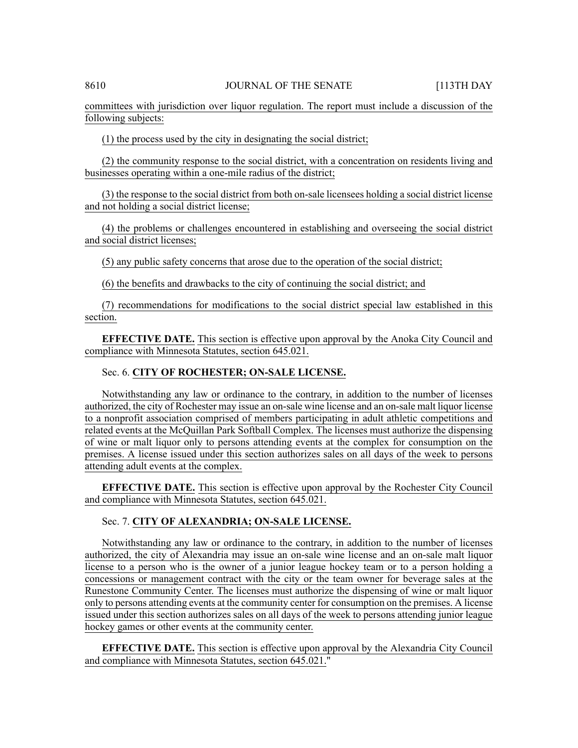committees with jurisdiction over liquor regulation. The report must include a discussion of the following subjects:

(1) the process used by the city in designating the social district;

(2) the community response to the social district, with a concentration on residents living and businesses operating within a one-mile radius of the district;

(3) the response to the social district from both on-sale licensees holding a social district license and not holding a social district license;

(4) the problems or challenges encountered in establishing and overseeing the social district and social district licenses;

(5) any public safety concerns that arose due to the operation of the social district;

(6) the benefits and drawbacks to the city of continuing the social district; and

(7) recommendations for modifications to the social district special law established in this section.

**EFFECTIVE DATE.** This section is effective upon approval by the Anoka City Council and compliance with Minnesota Statutes, section 645.021.

Sec. 6. **CITY OF ROCHESTER; ON-SALE LICENSE.**

Notwithstanding any law or ordinance to the contrary, in addition to the number of licenses authorized, the city of Rochester may issue an on-sale wine license and an on-sale malt liquor license to a nonprofit association comprised of members participating in adult athletic competitions and related events at the McQuillan Park Softball Complex. The licenses must authorize the dispensing of wine or malt liquor only to persons attending events at the complex for consumption on the premises. A license issued under this section authorizes sales on all days of the week to persons attending adult events at the complex.

**EFFECTIVE DATE.** This section is effective upon approval by the Rochester City Council and compliance with Minnesota Statutes, section 645.021.

Sec. 7. **CITY OF ALEXANDRIA; ON-SALE LICENSE.**

Notwithstanding any law or ordinance to the contrary, in addition to the number of licenses authorized, the city of Alexandria may issue an on-sale wine license and an on-sale malt liquor license to a person who is the owner of a junior league hockey team or to a person holding a concessions or management contract with the city or the team owner for beverage sales at the Runestone Community Center. The licenses must authorize the dispensing of wine or malt liquor only to persons attending events at the community center for consumption on the premises. A license issued under this section authorizes sales on all days of the week to persons attending junior league hockey games or other events at the community center.

**EFFECTIVE DATE.** This section is effective upon approval by the Alexandria City Council and compliance with Minnesota Statutes, section 645.021."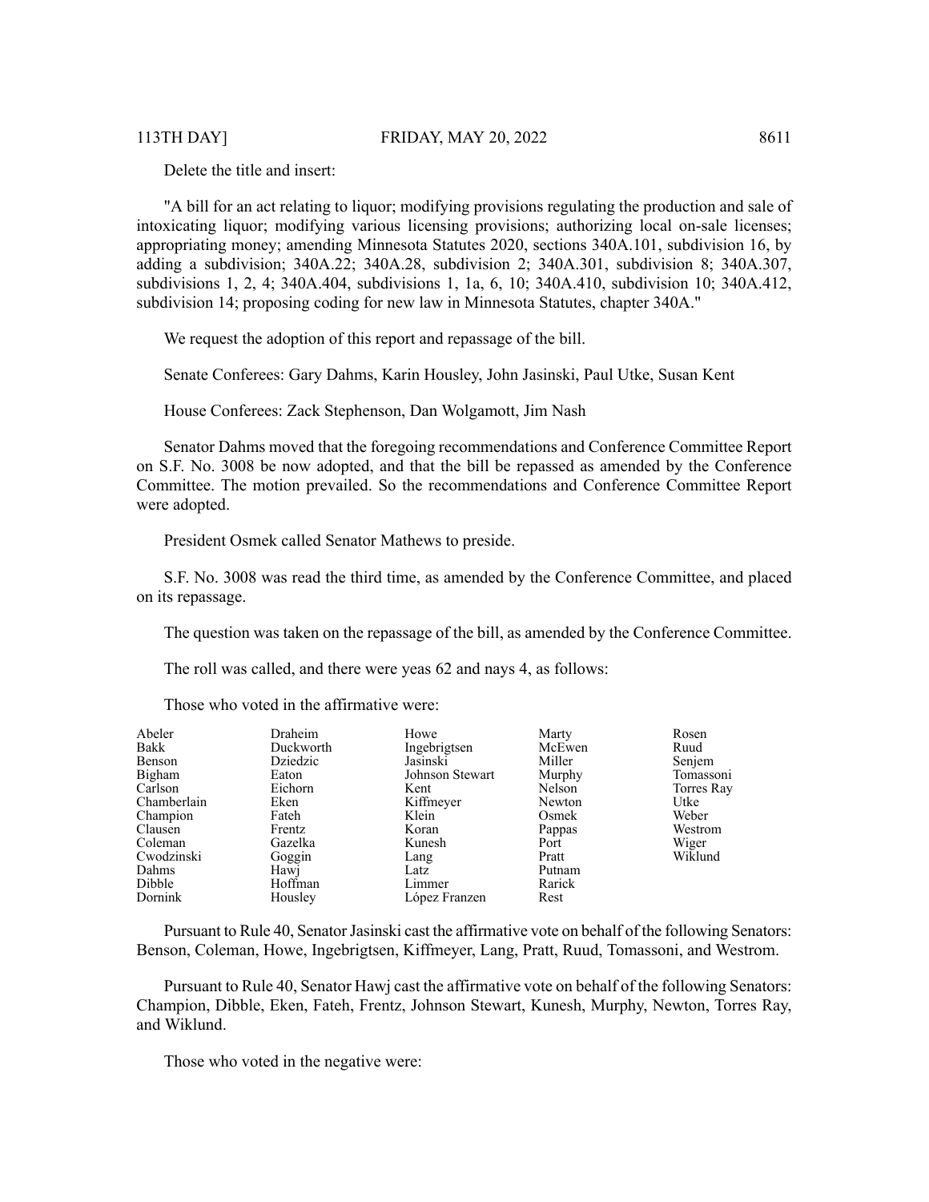Delete the title and insert:

"A bill for an act relating to liquor; modifying provisions regulating the production and sale of intoxicating liquor; modifying various licensing provisions; authorizing local on-sale licenses; appropriating money; amending Minnesota Statutes 2020, sections 340A.101, subdivision 16, by adding a subdivision; 340A.22; 340A.28, subdivision 2; 340A.301, subdivision 8; 340A.307, subdivisions 1, 2, 4; 340A.404, subdivisions 1, 1a, 6, 10; 340A.410, subdivision 10; 340A.412, subdivision 14; proposing coding for new law in Minnesota Statutes, chapter 340A."

We request the adoption of this report and repassage of the bill.

Senate Conferees: Gary Dahms, Karin Housley, John Jasinski, Paul Utke, Susan Kent

House Conferees: Zack Stephenson, Dan Wolgamott, Jim Nash

Senator Dahms moved that the foregoing recommendations and Conference Committee Report on S.F. No. 3008 be now adopted, and that the bill be repassed as amended by the Conference Committee. The motion prevailed. So the recommendations and Conference Committee Report were adopted.

President Osmek called Senator Mathews to preside.

S.F. No. 3008 was read the third time, as amended by the Conference Committee, and placed on its repassage.

The question was taken on the repassage of the bill, as amended by the Conference Committee.

The roll was called, and there were yeas 62 and nays 4, as follows:

Those who voted in the affirmative were:

| | | | | |
|---|---|---|---|---|
| Abeler | Draheim | Howe | Marty | Rosen |
| Bakk | Duckworth | Ingebrigtsen | McEwen | Ruud |
| Benson | Dziedzic | Jasinski | Miller | Senjem |
| Bigham | Eaton | Johnson Stewart | Murphy | Tomassoni |
| Carlson | Eichorn | Kent | Nelson | Torres Ray |
| Chamberlain | Eken | Kiffmeyer | Newton | Utke |
| Champion | Fateh | Klein | Osmek | Weber |
| Clausen | Frentz | Koran | Pappas | Westrom |
| Coleman | Gazelka | Kunesh | Port | Wiger |
| Cwodzinski | Goggin | Lang | Pratt | Wiklund |
| Dahms | Hawj | Latz | Putnam | |
| Dibble | Hoffman | Limmer | Rarick | |
| Dornink | Housley | López Franzen | Rest | |

Pursuant to Rule 40, Senator Jasinski cast the affirmative vote on behalf of the following Senators: Benson, Coleman, Howe, Ingebrigtsen, Kiffmeyer, Lang, Pratt, Ruud, Tomassoni, and Westrom.

Pursuant to Rule 40, Senator Hawj cast the affirmative vote on behalf of the following Senators: Champion, Dibble, Eken, Fateh, Frentz, Johnson Stewart, Kunesh, Murphy, Newton, Torres Ray, and Wiklund.

Those who voted in the negative were: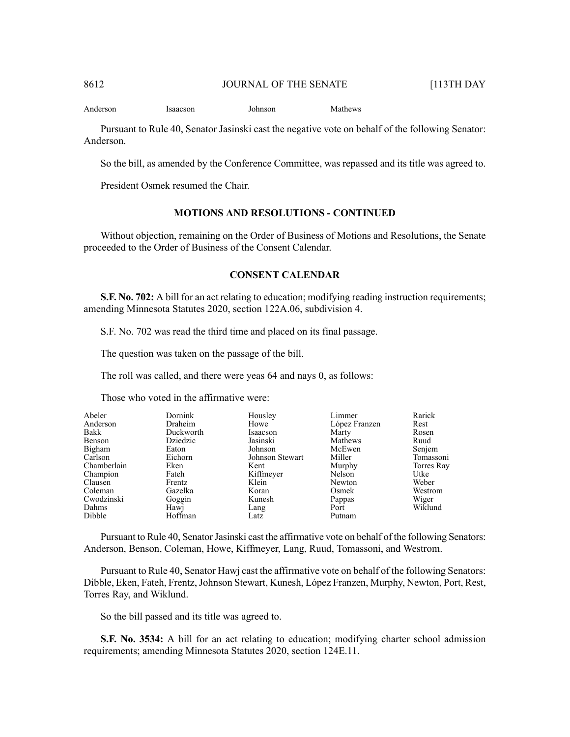| Anderson | Isaacson | Johnson | Mathews |
|---|---|---|---|

Pursuant to Rule 40, Senator Jasinski cast the negative vote on behalf of the following Senator: Anderson.

So the bill, as amended by the Conference Committee, was repassed and its title was agreed to.

President Osmek resumed the Chair.

## MOTIONS AND RESOLUTIONS - CONTINUED

Without objection, remaining on the Order of Business of Motions and Resolutions, the Senate proceeded to the Order of Business of the Consent Calendar.

## CONSENT CALENDAR

**S.F. No. 702:** A bill for an act relating to education; modifying reading instruction requirements; amending Minnesota Statutes 2020, section 122A.06, subdivision 4.

S.F. No. 702 was read the third time and placed on its final passage.

The question was taken on the passage of the bill.

The roll was called, and there were yeas 64 and nays 0, as follows:

Those who voted in the affirmative were:

| Abeler | Dornink | Housley | Limmer | Rarick |
|---|---|---|---|---|
| Anderson | Draheim | Howe | López Franzen | Rest |
| Bakk | Duckworth | Isaacson | Marty | Rosen |
| Benson | Dziedzic | Jasinski | Mathews | Ruud |
| Bigham | Eaton | Johnson | McEwen | Senjem |
| Carlson | Eichorn | Johnson Stewart | Miller | Tomassoni |
| Chamberlain | Eken | Kent | Murphy | Torres Ray |
| Champion | Fateh | Kiffmeyer | Nelson | Utke |
| Clausen | Frentz | Klein | Newton | Weber |
| Coleman | Gazelka | Koran | Osmek | Westrom |
| Cwodzinski | Goggin | Kunesh | Pappas | Wiger |
| Dahms | Hawj | Lang | Port | Wiklund |
| Dibble | Hoffman | Latz | Putnam | |

Pursuant to Rule 40, Senator Jasinski cast the affirmative vote on behalf of the following Senators: Anderson, Benson, Coleman, Howe, Kiffmeyer, Lang, Ruud, Tomassoni, and Westrom.

Pursuant to Rule 40, Senator Hawj cast the affirmative vote on behalf of the following Senators: Dibble, Eken, Fateh, Frentz, Johnson Stewart, Kunesh, López Franzen, Murphy, Newton, Port, Rest, Torres Ray, and Wiklund.

So the bill passed and its title was agreed to.

**S.F. No. 3534:** A bill for an act relating to education; modifying charter school admission requirements; amending Minnesota Statutes 2020, section 124E.11.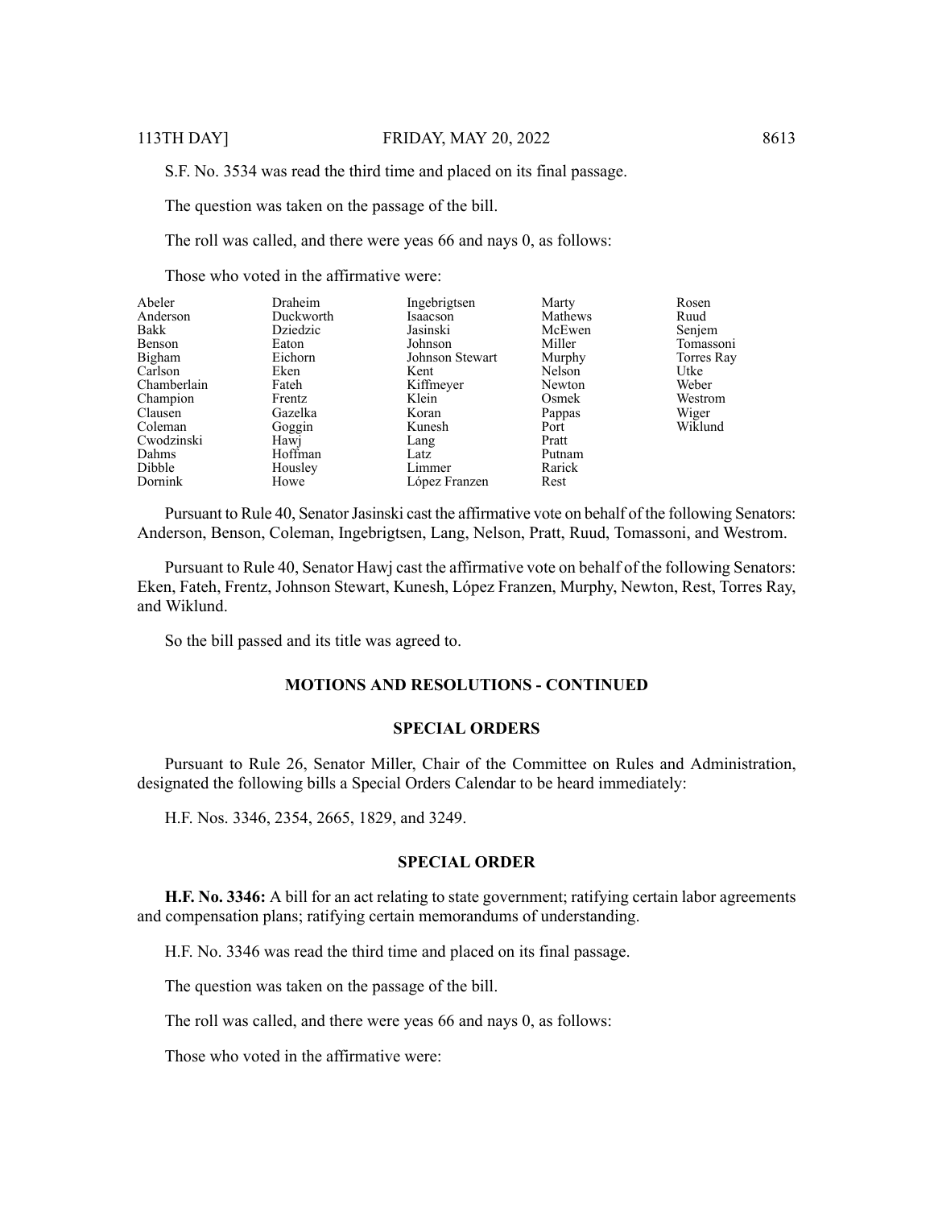S.F. No. 3534 was read the third time and placed on its final passage.

The question was taken on the passage of the bill.

The roll was called, and there were yeas 66 and nays 0, as follows:

Those who voted in the affirmative were:

| | | | | |
|---|---|---|---|---|
| Abeler | Draheim | Ingebrigtsen | Marty | Rosen |
| Anderson | Duckworth | Isaacson | Mathews | Ruud |
| Bakk | Dziedzic | Jasinski | McEwen | Senjem |
| Benson | Eaton | Johnson | Miller | Tomassoni |
| Bigham | Eichorn | Johnson Stewart | Murphy | Torres Ray |
| Carlson | Eken | Kent | Nelson | Utke |
| Chamberlain | Fateh | Kiffmeyer | Newton | Weber |
| Champion | Frentz | Klein | Osmek | Westrom |
| Clausen | Gazelka | Koran | Pappas | Wiger |
| Coleman | Goggin | Kunesh | Port | Wiklund |
| Cwodzinski | Hawj | Lang | Pratt | |
| Dahms | Hoffman | Latz | Putnam | |
| Dibble | Housley | Limmer | Rarick | |
| Dornink | Howe | López Franzen | Rest | |

Pursuant to Rule 40, Senator Jasinski cast the affirmative vote on behalf of the following Senators: Anderson, Benson, Coleman, Ingebrigtsen, Lang, Nelson, Pratt, Ruud, Tomassoni, and Westrom.

Pursuant to Rule 40, Senator Hawj cast the affirmative vote on behalf of the following Senators: Eken, Fateh, Frentz, Johnson Stewart, Kunesh, López Franzen, Murphy, Newton, Rest, Torres Ray, and Wiklund.

So the bill passed and its title was agreed to.

## MOTIONS AND RESOLUTIONS - CONTINUED

### SPECIAL ORDERS

Pursuant to Rule 26, Senator Miller, Chair of the Committee on Rules and Administration, designated the following bills a Special Orders Calendar to be heard immediately:

H.F. Nos. 3346, 2354, 2665, 1829, and 3249.

### SPECIAL ORDER

**H.F. No. 3346:** A bill for an act relating to state government; ratifying certain labor agreements and compensation plans; ratifying certain memorandums of understanding.

H.F. No. 3346 was read the third time and placed on its final passage.

The question was taken on the passage of the bill.

The roll was called, and there were yeas 66 and nays 0, as follows:

Those who voted in the affirmative were: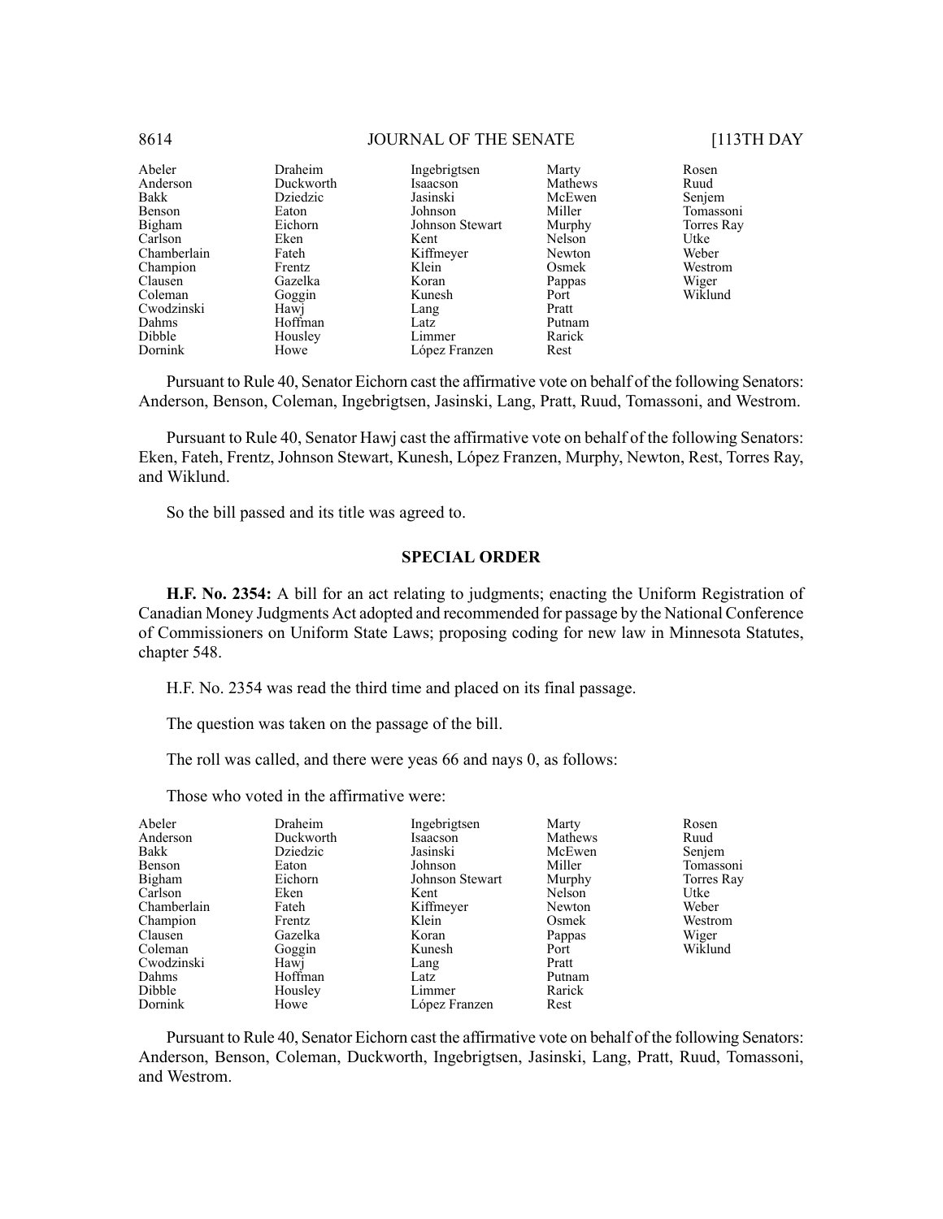| | | | | |
|---|---|---|---|---|
| Abeler | Draheim | Ingebrigtsen | Marty | Rosen |
| Anderson | Duckworth | Isaacson | Mathews | Ruud |
| Bakk | Dziedzic | Jasinski | McEwen | Senjem |
| Benson | Eaton | Johnson | Miller | Tomassoni |
| Bigham | Eichorn | Johnson Stewart | Murphy | Torres Ray |
| Carlson | Eken | Kent | Nelson | Utke |
| Chamberlain | Fateh | Kiffmeyer | Newton | Weber |
| Champion | Frentz | Klein | Osmek | Westrom |
| Clausen | Gazelka | Koran | Pappas | Wiger |
| Coleman | Goggin | Kunesh | Port | Wiklund |
| Cwodzinski | Hawj | Lang | Pratt | |
| Dahms | Hoffman | Latz | Putnam | |
| Dibble | Housley | Limmer | Rarick | |
| Dornink | Howe | López Franzen | Rest | |

Pursuant to Rule 40, Senator Eichorn cast the affirmative vote on behalf of the following Senators: Anderson, Benson, Coleman, Ingebrigtsen, Jasinski, Lang, Pratt, Ruud, Tomassoni, and Westrom.

Pursuant to Rule 40, Senator Hawj cast the affirmative vote on behalf of the following Senators: Eken, Fateh, Frentz, Johnson Stewart, Kunesh, López Franzen, Murphy, Newton, Rest, Torres Ray, and Wiklund.

So the bill passed and its title was agreed to.

## SPECIAL ORDER

**H.F. No. 2354:** A bill for an act relating to judgments; enacting the Uniform Registration of Canadian Money Judgments Act adopted and recommended for passage by the National Conference of Commissioners on Uniform State Laws; proposing coding for new law in Minnesota Statutes, chapter 548.

H.F. No. 2354 was read the third time and placed on its final passage.

The question was taken on the passage of the bill.

The roll was called, and there were yeas 66 and nays 0, as follows:

Those who voted in the affirmative were:

| | | | | |
|---|---|---|---|---|
| Abeler | Draheim | Ingebrigtsen | Marty | Rosen |
| Anderson | Duckworth | Isaacson | Mathews | Ruud |
| Bakk | Dziedzic | Jasinski | McEwen | Senjem |
| Benson | Eaton | Johnson | Miller | Tomassoni |
| Bigham | Eichorn | Johnson Stewart | Murphy | Torres Ray |
| Carlson | Eken | Kent | Nelson | Utke |
| Chamberlain | Fateh | Kiffmeyer | Newton | Weber |
| Champion | Frentz | Klein | Osmek | Westrom |
| Clausen | Gazelka | Koran | Pappas | Wiger |
| Coleman | Goggin | Kunesh | Port | Wiklund |
| Cwodzinski | Hawj | Lang | Pratt | |
| Dahms | Hoffman | Latz | Putnam | |
| Dibble | Housley | Limmer | Rarick | |
| Dornink | Howe | López Franzen | Rest | |

Pursuant to Rule 40, Senator Eichorn cast the affirmative vote on behalf of the following Senators: Anderson, Benson, Coleman, Duckworth, Ingebrigtsen, Jasinski, Lang, Pratt, Ruud, Tomassoni, and Westrom.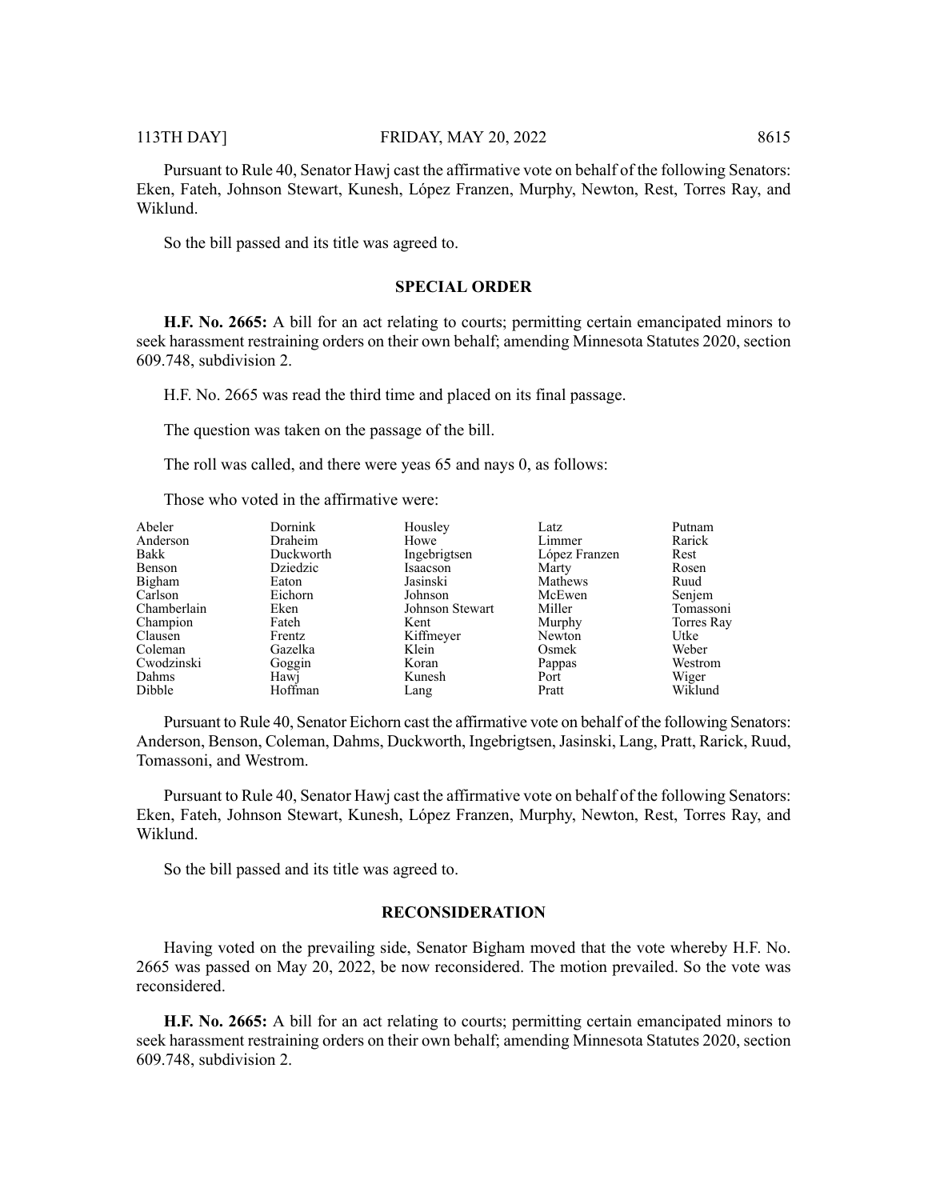Pursuant to Rule 40, Senator Hawj cast the affirmative vote on behalf of the following Senators: Eken, Fateh, Johnson Stewart, Kunesh, López Franzen, Murphy, Newton, Rest, Torres Ray, and Wiklund.

So the bill passed and its title was agreed to.

## SPECIAL ORDER

**H.F. No. 2665:** A bill for an act relating to courts; permitting certain emancipated minors to seek harassment restraining orders on their own behalf; amending Minnesota Statutes 2020, section 609.748, subdivision 2.

H.F. No. 2665 was read the third time and placed on its final passage.

The question was taken on the passage of the bill.

The roll was called, and there were yeas 65 and nays 0, as follows:

Those who voted in the affirmative were:

| | | | | |
|---|---|---|---|---|
| Abeler | Dornink | Housley | Latz | Putnam |
| Anderson | Draheim | Howe | Limmer | Rarick |
| Bakk | Duckworth | Ingebrigtsen | López Franzen | Rest |
| Benson | Dziedzic | Isaacson | Marty | Rosen |
| Bigham | Eaton | Jasinski | Mathews | Ruud |
| Carlson | Eichorn | Johnson | McEwen | Senjem |
| Chamberlain | Eken | Johnson Stewart | Miller | Tomassoni |
| Champion | Fateh | Kent | Murphy | Torres Ray |
| Clausen | Frentz | Kiffmeyer | Newton | Utke |
| Coleman | Gazelka | Klein | Osmek | Weber |
| Cwodzinski | Goggin | Koran | Pappas | Westrom |
| Dahms | Hawj | Kunesh | Port | Wiger |
| Dibble | Hoffman | Lang | Pratt | Wiklund |

Pursuant to Rule 40, Senator Eichorn cast the affirmative vote on behalf of the following Senators: Anderson, Benson, Coleman, Dahms, Duckworth, Ingebrigtsen, Jasinski, Lang, Pratt, Rarick, Ruud, Tomassoni, and Westrom.

Pursuant to Rule 40, Senator Hawj cast the affirmative vote on behalf of the following Senators: Eken, Fateh, Johnson Stewart, Kunesh, López Franzen, Murphy, Newton, Rest, Torres Ray, and Wiklund.

So the bill passed and its title was agreed to.

## RECONSIDERATION

Having voted on the prevailing side, Senator Bigham moved that the vote whereby H.F. No. 2665 was passed on May 20, 2022, be now reconsidered. The motion prevailed. So the vote was reconsidered.

**H.F. No. 2665:** A bill for an act relating to courts; permitting certain emancipated minors to seek harassment restraining orders on their own behalf; amending Minnesota Statutes 2020, section 609.748, subdivision 2.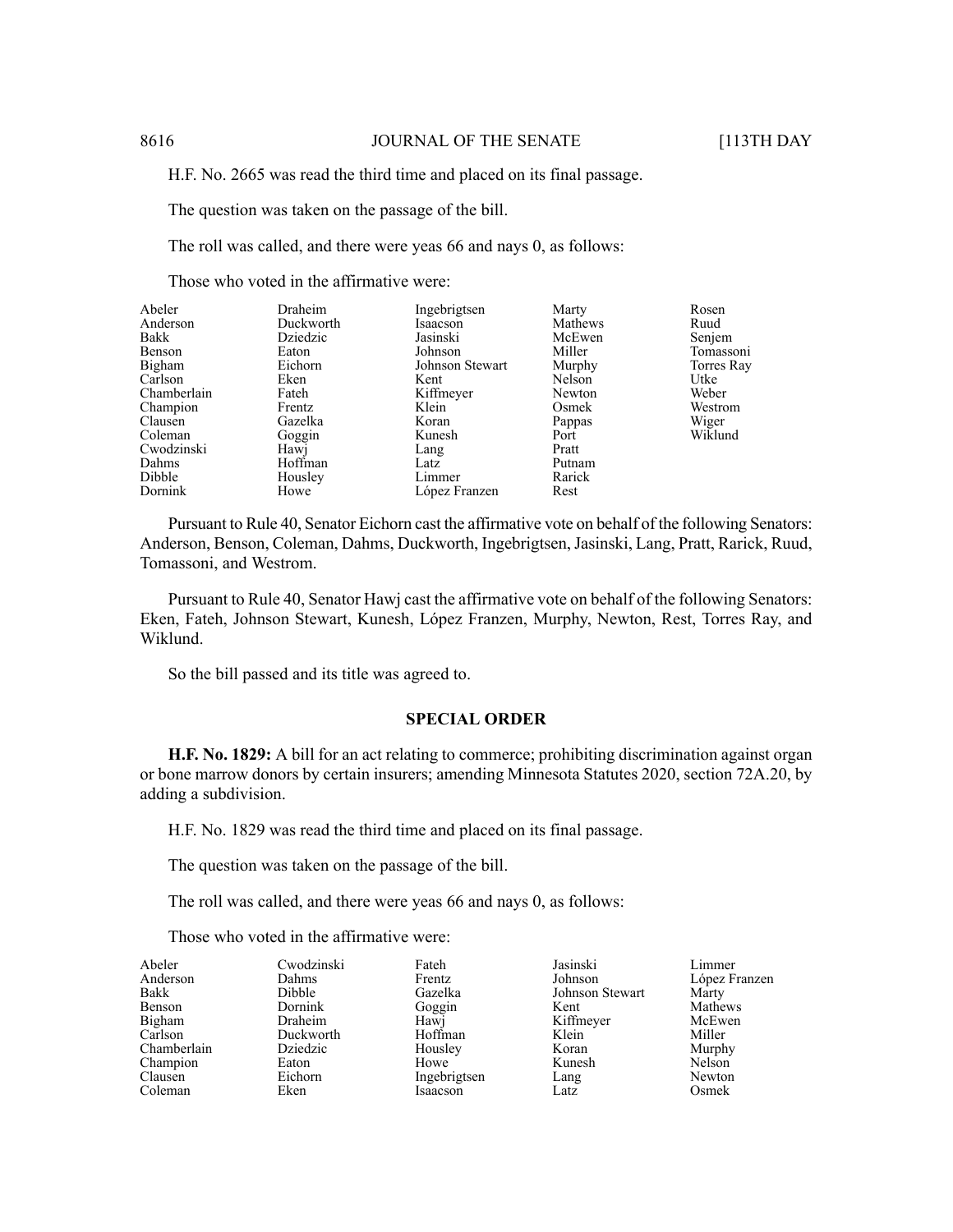H.F. No. 2665 was read the third time and placed on its final passage.

The question was taken on the passage of the bill.

The roll was called, and there were yeas 66 and nays 0, as follows:

Those who voted in the affirmative were:

| | | | | |
|---|---|---|---|---|
| Abeler | Draheim | Ingebrigtsen | Marty | Rosen |
| Anderson | Duckworth | Isaacson | Mathews | Ruud |
| Bakk | Dziedzic | Jasinski | McEwen | Senjem |
| Benson | Eaton | Johnson | Miller | Tomassoni |
| Bigham | Eichorn | Johnson Stewart | Murphy | Torres Ray |
| Carlson | Eken | Kent | Nelson | Utke |
| Chamberlain | Fateh | Kiffmeyer | Newton | Weber |
| Champion | Frentz | Klein | Osmek | Westrom |
| Clausen | Gazelka | Koran | Pappas | Wiger |
| Coleman | Goggin | Kunesh | Port | Wiklund |
| Cwodzinski | Hawj | Lang | Pratt | |
| Dahms | Hoffman | Latz | Putnam | |
| Dibble | Housley | Limmer | Rarick | |
| Dornink | Howe | López Franzen | Rest | |

Pursuant to Rule 40, Senator Eichorn cast the affirmative vote on behalf of the following Senators: Anderson, Benson, Coleman, Dahms, Duckworth, Ingebrigtsen, Jasinski, Lang, Pratt, Rarick, Ruud, Tomassoni, and Westrom.

Pursuant to Rule 40, Senator Hawj cast the affirmative vote on behalf of the following Senators: Eken, Fateh, Johnson Stewart, Kunesh, López Franzen, Murphy, Newton, Rest, Torres Ray, and Wiklund.

So the bill passed and its title was agreed to.

## SPECIAL ORDER

**H.F. No. 1829:** A bill for an act relating to commerce; prohibiting discrimination against organ or bone marrow donors by certain insurers; amending Minnesota Statutes 2020, section 72A.20, by adding a subdivision.

H.F. No. 1829 was read the third time and placed on its final passage.

The question was taken on the passage of the bill.

The roll was called, and there were yeas 66 and nays 0, as follows:

Those who voted in the affirmative were:

| | | | | |
|---|---|---|---|---|
| Abeler | Cwodzinski | Fateh | Jasinski | Limmer |
| Anderson | Dahms | Frentz | Johnson | López Franzen |
| Bakk | Dibble | Gazelka | Johnson Stewart | Marty |
| Benson | Dornink | Goggin | Kent | Mathews |
| Bigham | Draheim | Hawj | Kiffmeyer | McEwen |
| Carlson | Duckworth | Hoffman | Klein | Miller |
| Chamberlain | Dziedzic | Housley | Koran | Murphy |
| Champion | Eaton | Howe | Kunesh | Nelson |
| Clausen | Eichorn | Ingebrigtsen | Lang | Newton |
| Coleman | Eken | Isaacson | Latz | Osmek |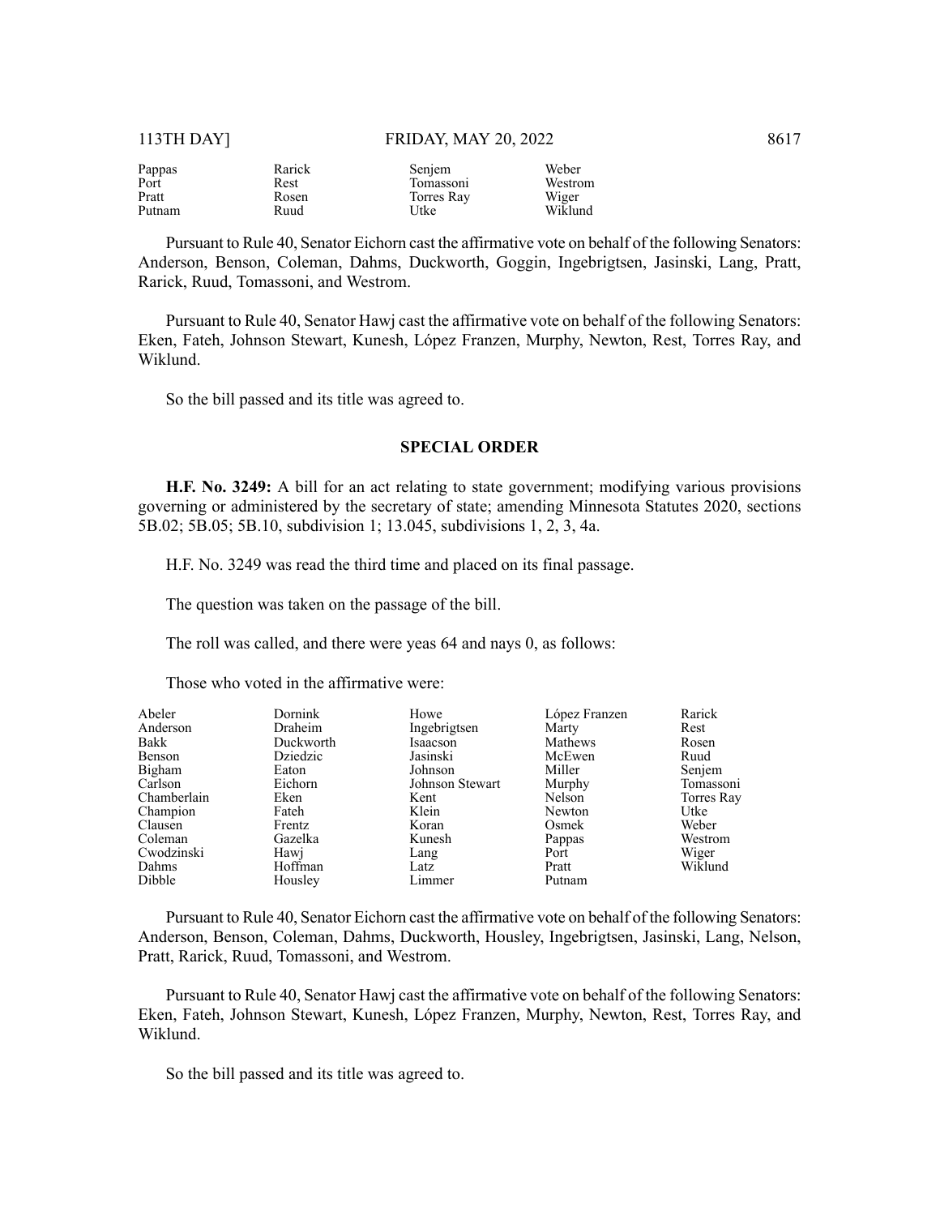| | | | |
|---|---|---|---|
| Pappas | Rarick | Senjem | Weber |
| Port | Rest | Tomassoni | Westrom |
| Pratt | Rosen | Torres Ray | Wiger |
| Putnam | Ruud | Utke | Wiklund |

Pursuant to Rule 40, Senator Eichorn cast the affirmative vote on behalf of the following Senators: Anderson, Benson, Coleman, Dahms, Duckworth, Goggin, Ingebrigtsen, Jasinski, Lang, Pratt, Rarick, Ruud, Tomassoni, and Westrom.

Pursuant to Rule 40, Senator Hawj cast the affirmative vote on behalf of the following Senators: Eken, Fateh, Johnson Stewart, Kunesh, López Franzen, Murphy, Newton, Rest, Torres Ray, and Wiklund.

So the bill passed and its title was agreed to.

## SPECIAL ORDER

**H.F. No. 3249:** A bill for an act relating to state government; modifying various provisions governing or administered by the secretary of state; amending Minnesota Statutes 2020, sections 5B.02; 5B.05; 5B.10, subdivision 1; 13.045, subdivisions 1, 2, 3, 4a.

H.F. No. 3249 was read the third time and placed on its final passage.

The question was taken on the passage of the bill.

The roll was called, and there were yeas 64 and nays 0, as follows:

Those who voted in the affirmative were:

| | | | | |
|---|---|---|---|---|
| Abeler | Dornink | Howe | López Franzen | Rarick |
| Anderson | Draheim | Ingebrigtsen | Marty | Rest |
| Bakk | Duckworth | Isaacson | Mathews | Rosen |
| Benson | Dziedzic | Jasinski | McEwen | Ruud |
| Bigham | Eaton | Johnson | Miller | Senjem |
| Carlson | Eichorn | Johnson Stewart | Murphy | Tomassoni |
| Chamberlain | Eken | Kent | Nelson | Torres Ray |
| Champion | Fateh | Klein | Newton | Utke |
| Clausen | Frentz | Koran | Osmek | Weber |
| Coleman | Gazelka | Kunesh | Pappas | Westrom |
| Cwodzinski | Hawj | Lang | Port | Wiger |
| Dahms | Hoffman | Latz | Pratt | Wiklund |
| Dibble | Housley | Limmer | Putnam | |

Pursuant to Rule 40, Senator Eichorn cast the affirmative vote on behalf of the following Senators: Anderson, Benson, Coleman, Dahms, Duckworth, Housley, Ingebrigtsen, Jasinski, Lang, Nelson, Pratt, Rarick, Ruud, Tomassoni, and Westrom.

Pursuant to Rule 40, Senator Hawj cast the affirmative vote on behalf of the following Senators: Eken, Fateh, Johnson Stewart, Kunesh, López Franzen, Murphy, Newton, Rest, Torres Ray, and Wiklund.

So the bill passed and its title was agreed to.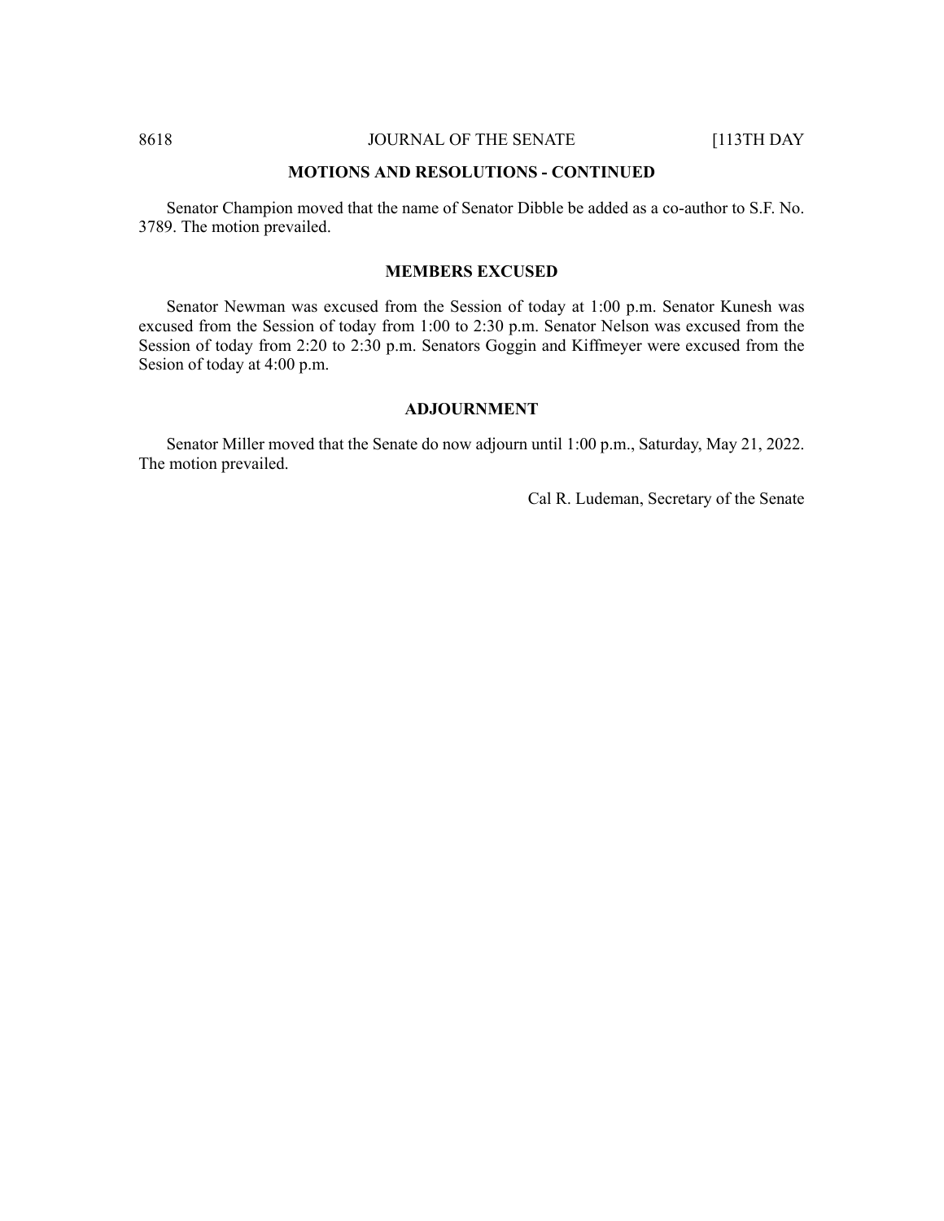## MOTIONS AND RESOLUTIONS - CONTINUED

Senator Champion moved that the name of Senator Dibble be added as a co-author to S.F. No. 3789. The motion prevailed.

## MEMBERS EXCUSED

Senator Newman was excused from the Session of today at 1:00 p.m. Senator Kunesh was excused from the Session of today from 1:00 to 2:30 p.m. Senator Nelson was excused from the Session of today from 2:20 to 2:30 p.m. Senators Goggin and Kiffmeyer were excused from the Sesion of today at 4:00 p.m.

## ADJOURNMENT

Senator Miller moved that the Senate do now adjourn until 1:00 p.m., Saturday, May 21, 2022. The motion prevailed.

Cal R. Ludeman, Secretary of the Senate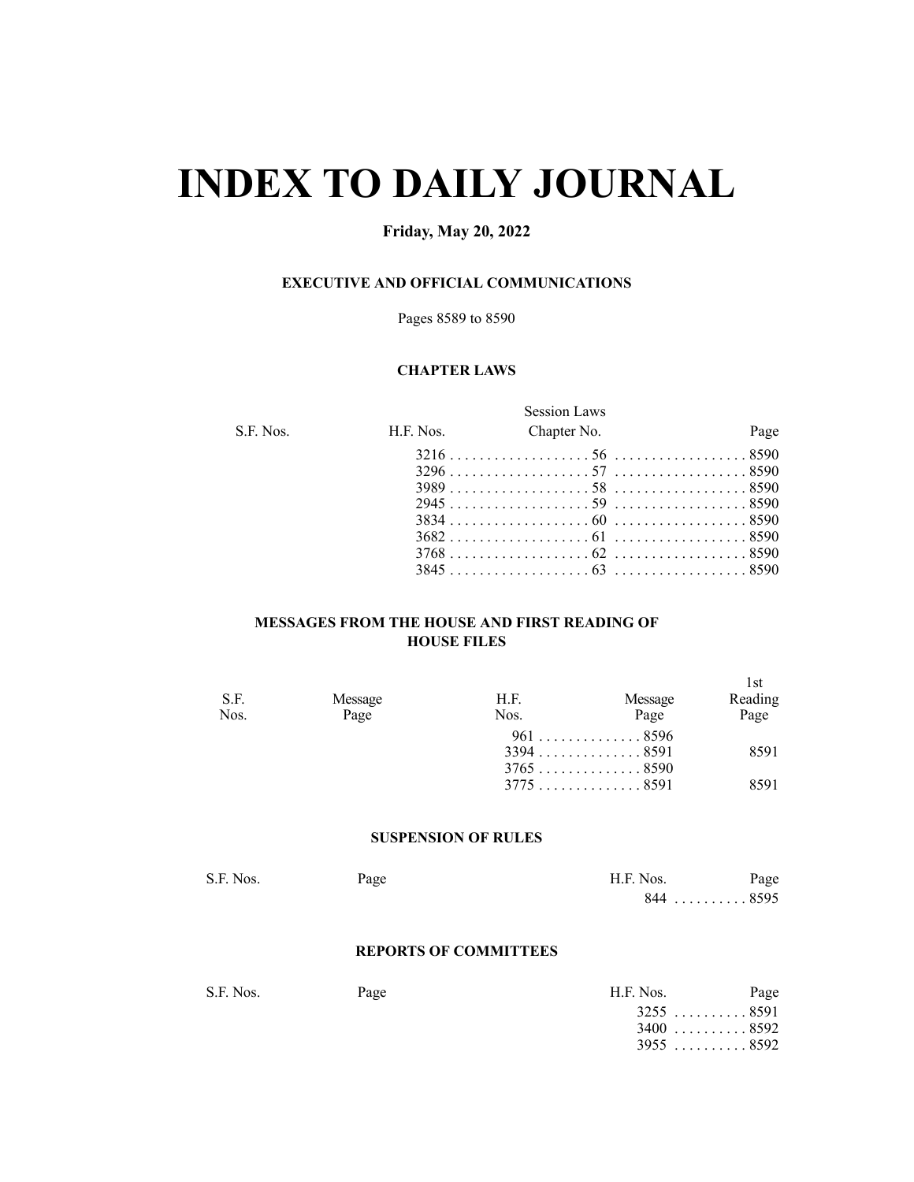# INDEX TO DAILY JOURNAL

**Friday, May 20, 2022**

### EXECUTIVE AND OFFICIAL COMMUNICATIONS

Pages 8589 to 8590

### CHAPTER LAWS

| S.F. Nos. | H.F. Nos. | Session Laws Chapter No. | Page |
|---|---|---|---|
| | 3216 | 56 | 8590 |
| | 3296 | 57 | 8590 |
| | 3989 | 58 | 8590 |
| | 2945 | 59 | 8590 |
| | 3834 | 60 | 8590 |
| | 3682 | 61 | 8590 |
| | 3768 | 62 | 8590 |
| | 3845 | 63 | 8590 |

### MESSAGES FROM THE HOUSE AND FIRST READING OF HOUSE FILES

| S.F. Nos. | Message Page | H.F. Nos. | Message Page | 1st Reading Page |
|---|---|---|---|---|
| | | 961 | 8596 | |
| | | 3394 | 8591 | 8591 |
| | | 3765 | 8590 | |
| | | 3775 | 8591 | 8591 |

### SUSPENSION OF RULES

| S.F. Nos. | Page | H.F. Nos. | Page |
|---|---|---|---|
| | | 844 | 8595 |

### REPORTS OF COMMITTEES

| S.F. Nos. | Page | H.F. Nos. | Page |
|---|---|---|---|
| | | 3255 | 8591 |
| | | 3400 | 8592 |
| | | 3955 | 8592 |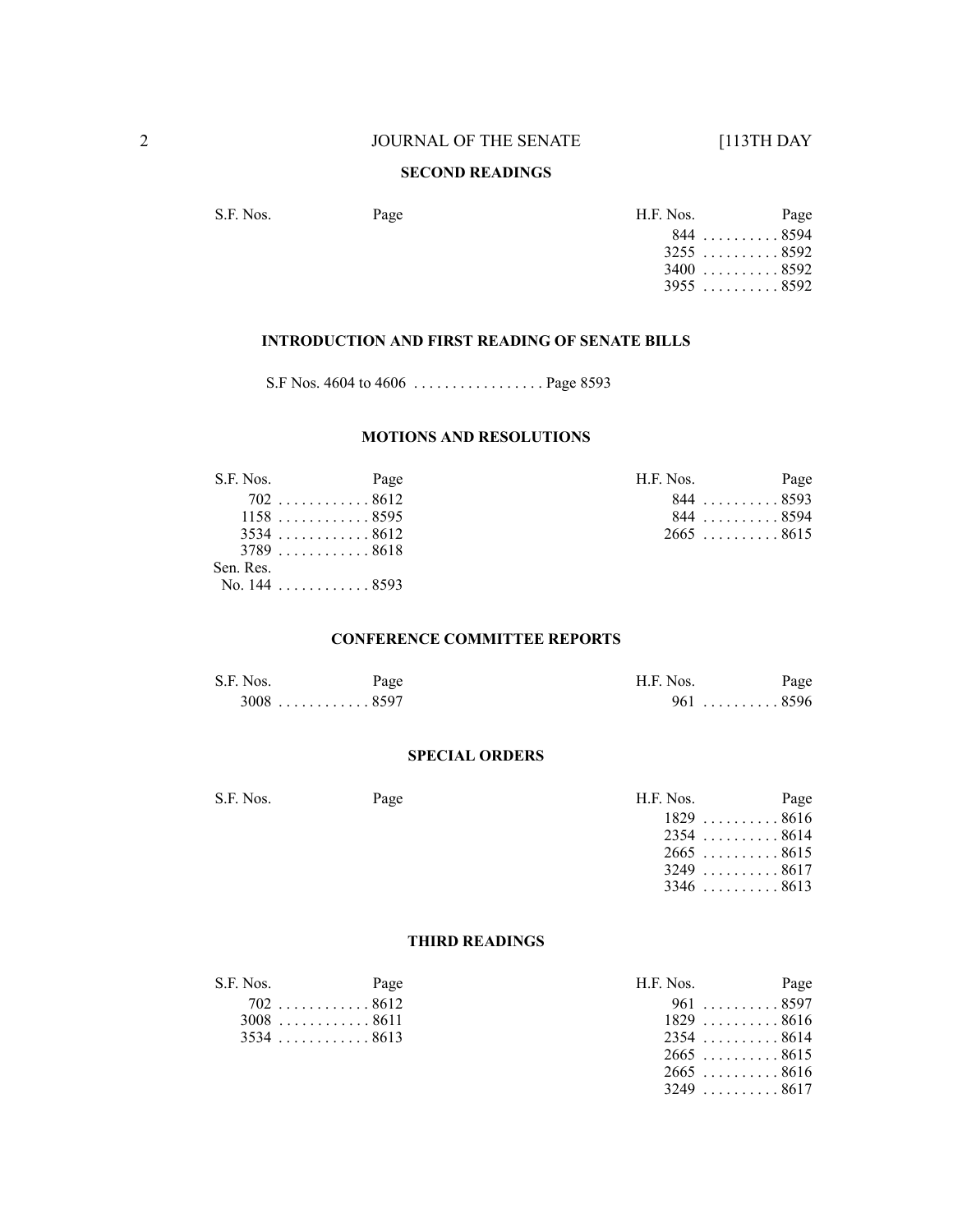## SECOND READINGS

| S.F. Nos. | Page | H.F. Nos. | Page |
|---|---|---|---|
| | | 844 | 8594 |
| | | 3255 | 8592 |
| | | 3400 | 8592 |
| | | 3955 | 8592 |

## INTRODUCTION AND FIRST READING OF SENATE BILLS

S.F Nos. 4604 to 4606 . . . . . . . . . . . . . . . . . Page 8593

## MOTIONS AND RESOLUTIONS

| S.F. Nos. | Page | H.F. Nos. | Page |
|---|---|---|---|
| 702 | 8612 | 844 | 8593 |
| 1158 | 8595 | 844 | 8594 |
| 3534 | 8612 | 2665 | 8615 |
| 3789 | 8618 | | |
| Sen. Res. No. 144 | 8593 | | |

## CONFERENCE COMMITTEE REPORTS

| S.F. Nos. | Page | H.F. Nos. | Page |
|---|---|---|---|
| 3008 | 8597 | 961 | 8596 |

## SPECIAL ORDERS

| S.F. Nos. | Page | H.F. Nos. | Page |
|---|---|---|---|
| | | 1829 | 8616 |
| | | 2354 | 8614 |
| | | 2665 | 8615 |
| | | 3249 | 8617 |
| | | 3346 | 8613 |

## THIRD READINGS

| S.F. Nos. | Page | H.F. Nos. | Page |
|---|---|---|---|
| 702 | 8612 | 961 | 8597 |
| 3008 | 8611 | 1829 | 8616 |
| 3534 | 8613 | 2354 | 8614 |
| | | 2665 | 8615 |
| | | 2665 | 8616 |
| | | 3249 | 8617 |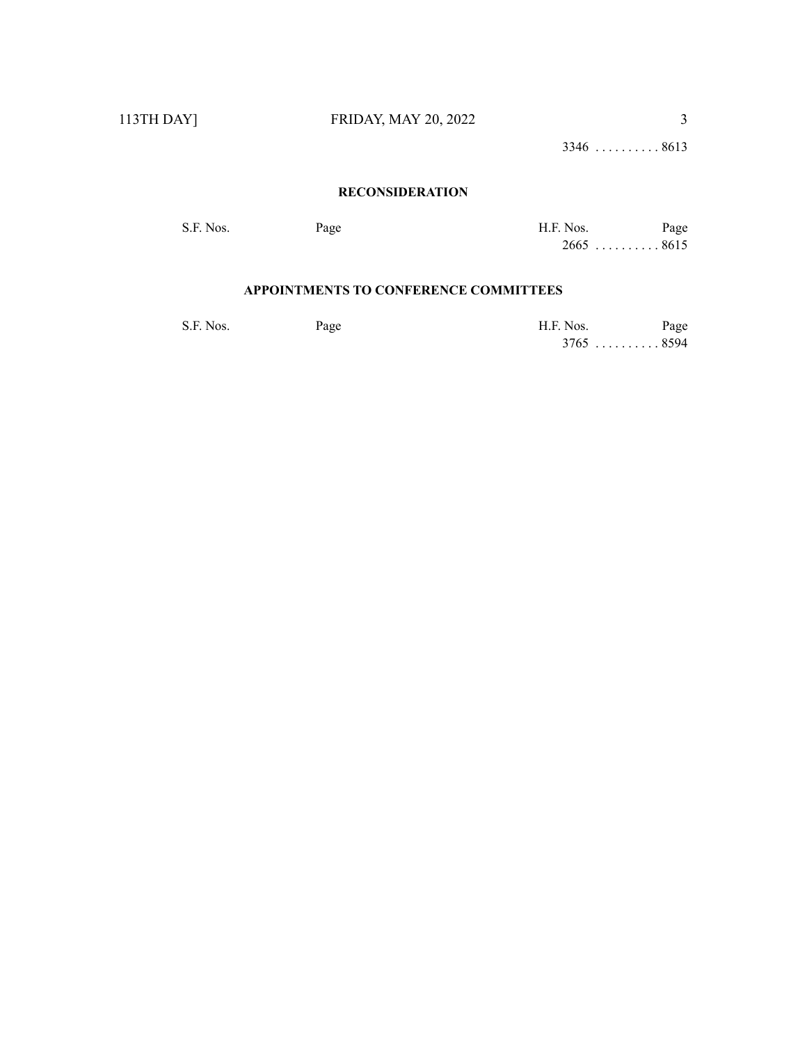| | | | |
|---|---|---|---|
| | | 3346 | 8613 |

## RECONSIDERATION

| S.F. Nos. | Page | H.F. Nos. | Page |
|---|---|---|---|
| | | 2665 | 8615 |

## APPOINTMENTS TO CONFERENCE COMMITTEES

| S.F. Nos. | Page | H.F. Nos. | Page |
|---|---|---|---|
| | | 3765 | 8594 |